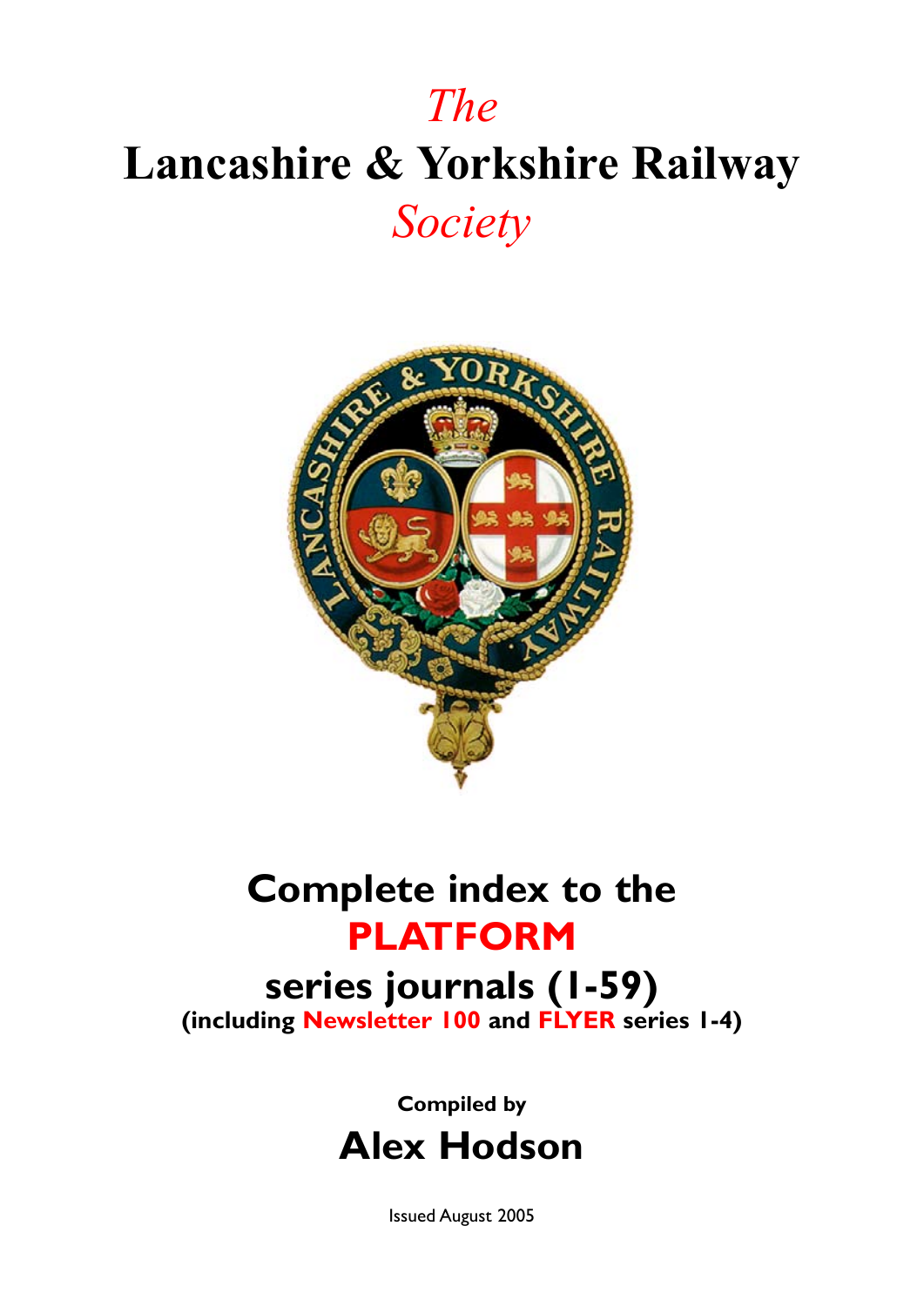# *The*
# Lancashire & Yorkshire Railway
# *Society*

## Complete index to the PLATFORM series journals (1-59)

**(including Newsletter 100 and FLYER series 1-4)**

**Compiled by**

## Alex Hodson

Issued August 2005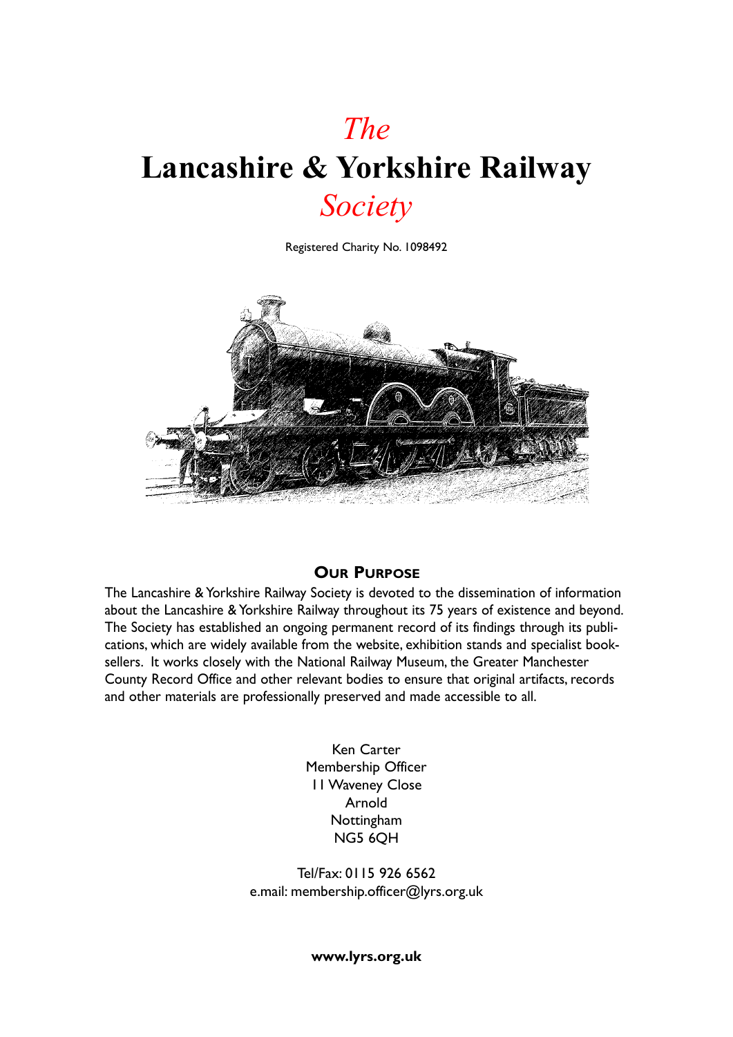# *The* Lancashire & Yorkshire Railway *Society*

Registered Charity No. 1098492

## Our Purpose

The Lancashire & Yorkshire Railway Society is devoted to the dissemination of information about the Lancashire & Yorkshire Railway throughout its 75 years of existence and beyond. The Society has established an ongoing permanent record of its findings through its publications, which are widely available from the website, exhibition stands and specialist booksellers. It works closely with the National Railway Museum, the Greater Manchester County Record Office and other relevant bodies to ensure that original artifacts, records and other materials are professionally preserved and made accessible to all.

Ken Carter
Membership Officer
11 Waveney Close
Arnold
Nottingham
NG5 6QH

Tel/Fax: 0115 926 6562
e.mail: membership.officer@lyrs.org.uk

**www.lyrs.org.uk**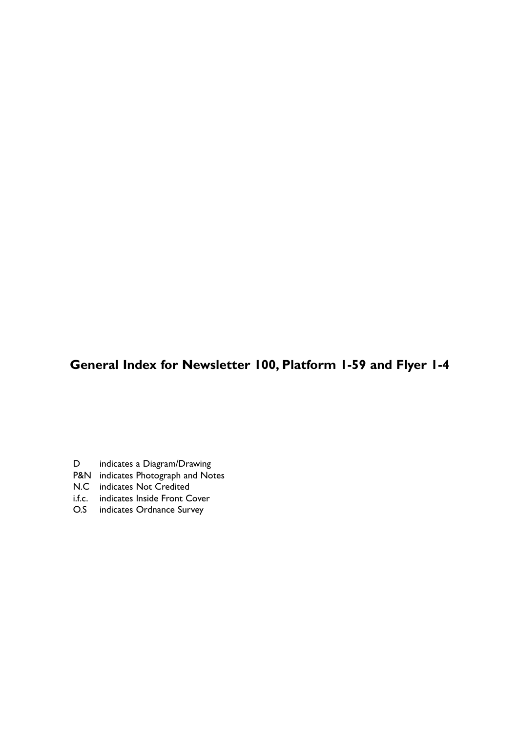# General Index for Newsletter 100, Platform 1-59 and Flyer 1-4

| | |
|---|---|
| D | indicates a Diagram/Drawing |
| P&N | indicates Photograph and Notes |
| N.C | indicates Not Credited |
| i.f.c. | indicates Inside Front Cover |
| O.S | indicates Ordnance Survey |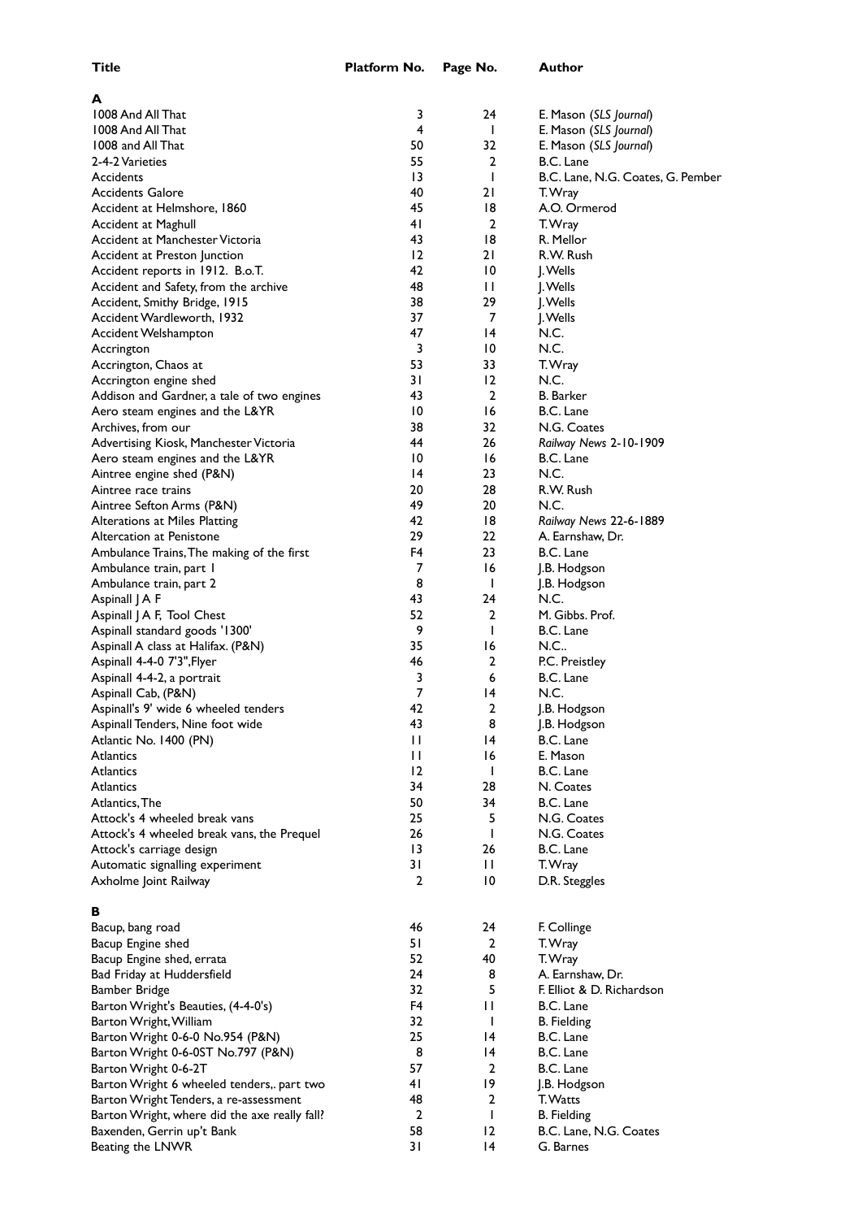| Title | Platform No. | Page No. | Author |
|---|---|---|---|
| **A** | | | |
| 1008 And All That | 3 | 24 | E. Mason (*SLS Journal*) |
| 1008 And All That | 4 | 1 | E. Mason (*SLS Journal*) |
| 1008 and All That | 50 | 32 | E. Mason (*SLS Journal*) |
| 2-4-2 Varieties | 55 | 2 | B.C. Lane |
| Accidents | 13 | 1 | B.C. Lane, N.G. Coates, G. Pember |
| Accidents Galore | 40 | 21 | T. Wray |
| Accident at Helmshore, 1860 | 45 | 18 | A.O. Ormerod |
| Accident at Maghull | 41 | 2 | T. Wray |
| Accident at Manchester Victoria | 43 | 18 | R. Mellor |
| Accident at Preston Junction | 12 | 21 | R.W. Rush |
| Accident reports in 1912. B.o.T. | 42 | 10 | J. Wells |
| Accident and Safety, from the archive | 48 | 11 | J. Wells |
| Accident, Smithy Bridge, 1915 | 38 | 29 | J. Wells |
| Accident Wardleworth, 1932 | 37 | 7 | J. Wells |
| Accident Welshampton | 47 | 14 | N.C. |
| Accrington | 3 | 10 | N.C. |
| Accrington, Chaos at | 53 | 33 | T. Wray |
| Accrington engine shed | 31 | 12 | N.C. |
| Addison and Gardner, a tale of two engines | 43 | 2 | B. Barker |
| Aero steam engines and the L&YR | 10 | 16 | B.C. Lane |
| Archives, from our | 38 | 32 | N.G. Coates |
| Advertising Kiosk, Manchester Victoria | 44 | 26 | *Railway News* 2-10-1909 |
| Aero steam engines and the L&YR | 10 | 16 | B.C. Lane |
| Aintree engine shed (P&N) | 14 | 23 | N.C. |
| Aintree race trains | 20 | 28 | R.W. Rush |
| Aintree Sefton Arms (P&N) | 49 | 20 | N.C. |
| Alterations at Miles Platting | 42 | 18 | *Railway News* 22-6-1889 |
| Altercation at Penistone | 29 | 22 | A. Earnshaw, Dr. |
| Ambulance Trains, The making of the first | F4 | 23 | B.C. Lane |
| Ambulance train, part 1 | 7 | 16 | J.B. Hodgson |
| Ambulance train, part 2 | 8 | 1 | J.B. Hodgson |
| Aspinall J A F | 43 | 24 | N.C. |
| Aspinall J A F, Tool Chest | 52 | 2 | M. Gibbs. Prof. |
| Aspinall standard goods '1300' | 9 | 1 | B.C. Lane |
| Aspinall A class at Halifax. (P&N) | 35 | 16 | N.C.. |
| Aspinall 4-4-0 7'3", Flyer | 46 | 2 | P.C. Preistley |
| Aspinall 4-4-2, a portrait | 3 | 6 | B.C. Lane |
| Aspinall Cab, (P&N) | 7 | 14 | N.C. |
| Aspinall's 9' wide 6 wheeled tenders | 42 | 2 | J.B. Hodgson |
| Aspinall Tenders, Nine foot wide | 43 | 8 | J.B. Hodgson |
| Atlantic No. 1400 (PN) | 11 | 14 | B.C. Lane |
| Atlantics | 11 | 16 | E. Mason |
| Atlantics | 12 | 1 | B.C. Lane |
| Atlantics | 34 | 28 | N. Coates |
| Atlantics, The | 50 | 34 | B.C. Lane |
| Attock's 4 wheeled break vans | 25 | 5 | N.G. Coates |
| Attock's 4 wheeled break vans, the Prequel | 26 | 1 | N.G. Coates |
| Attock's carriage design | 13 | 26 | B.C. Lane |
| Automatic signalling experiment | 31 | 11 | T. Wray |
| Axholme Joint Railway | 2 | 10 | D.R. Steggles |
| **B** | | | |
| Bacup, bang road | 46 | 24 | F. Collinge |
| Bacup Engine shed | 51 | 2 | T. Wray |
| Bacup Engine shed, errata | 52 | 40 | T. Wray |
| Bad Friday at Huddersfield | 24 | 8 | A. Earnshaw, Dr. |
| Bamber Bridge | 32 | 5 | F. Elliot & D. Richardson |
| Barton Wright's Beauties, (4-4-0's) | F4 | 11 | B.C. Lane |
| Barton Wright, William | 32 | 1 | B. Fielding |
| Barton Wright 0-6-0 No.954 (P&N) | 25 | 14 | B.C. Lane |
| Barton Wright 0-6-0ST No.797 (P&N) | 8 | 14 | B.C. Lane |
| Barton Wright 0-6-2T | 57 | 2 | B.C. Lane |
| Barton Wright 6 wheeled tenders,. part two | 41 | 19 | J.B. Hodgson |
| Barton Wright Tenders, a re-assessment | 48 | 2 | T. Watts |
| Barton Wright, where did the axe really fall? | 2 | 1 | B. Fielding |
| Baxenden, Gerrin up't Bank | 58 | 12 | B.C. Lane, N.G. Coates |
| Beating the LNWR | 31 | 14 | G. Barnes |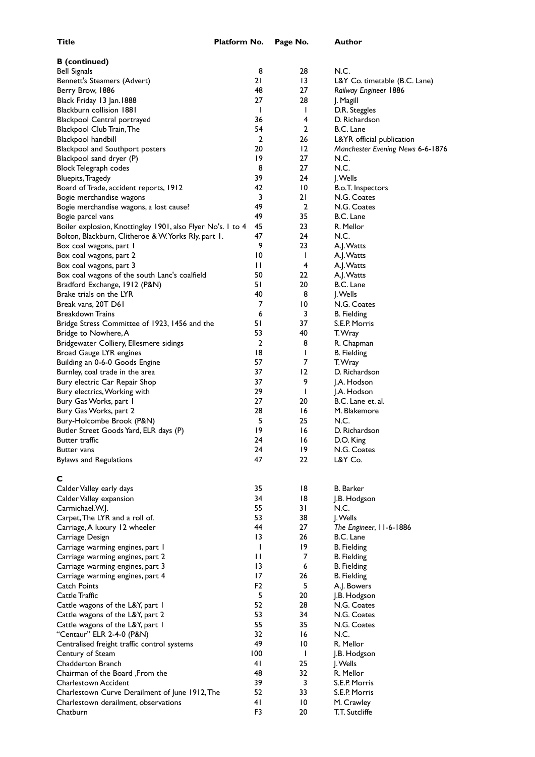| Title | Platform No. | Page No. | Author |
|---|---|---|---|
| **B (continued)** | | | |
| Bell Signals | 8 | 28 | N.C. |
| Bennett's Steamers (Advert) | 21 | 13 | L&Y Co. timetable (B.C. Lane) |
| Berry Brow, 1886 | 48 | 27 | *Railway Engineer* 1886 |
| Black Friday 13 Jan.1888 | 27 | 28 | J. Magill |
| Blackburn collision 1881 | 1 | 1 | D.R. Steggles |
| Blackpool Central portrayed | 36 | 4 | D. Richardson |
| Blackpool Club Train, The | 54 | 2 | B.C. Lane |
| Blackpool handbill | 2 | 26 | L&YR official publication |
| Blackpool and Southport posters | 20 | 12 | *Manchester Evening News* 6-6-1876 |
| Blackpool sand dryer (P) | 19 | 27 | N.C. |
| Block Telegraph codes | 8 | 27 | N.C. |
| Bluepits, Tragedy | 39 | 24 | J. Wells |
| Board of Trade, accident reports, 1912 | 42 | 10 | B.o.T. Inspectors |
| Bogie merchandise wagons | 3 | 21 | N.G. Coates |
| Bogie merchandise wagons, a lost cause? | 49 | 2 | N.G. Coates |
| Bogie parcel vans | 49 | 35 | B.C. Lane |
| Boiler explosion, Knottingley 1901, also Flyer No's. 1 to 4 | 45 | 23 | R. Mellor |
| Bolton, Blackburn, Clitheroe & W. Yorks Rly, part 1. | 47 | 24 | N.C. |
| Box coal wagons, part 1 | 9 | 23 | A.J. Watts |
| Box coal wagons, part 2 | 10 | 1 | A.J. Watts |
| Box coal wagons, part 3 | 11 | 4 | A.J. Watts |
| Box coal wagons of the south Lanc's coalfield | 50 | 22 | A.J. Watts |
| Bradford Exchange, 1912 (P&N) | 51 | 20 | B.C. Lane |
| Brake trials on the LYR | 40 | 8 | J. Wells |
| Break vans, 20T D61 | 7 | 10 | N.G. Coates |
| Breakdown Trains | 6 | 3 | B. Fielding |
| Bridge Stress Committee of 1923, 1456 and the | 51 | 37 | S.E.P. Morris |
| Bridge to Nowhere, A | 53 | 40 | T. Wray |
| Bridgewater Colliery, Ellesmere sidings | 2 | 8 | R. Chapman |
| Broad Gauge LYR engines | 18 | 1 | B. Fielding |
| Building an 0-6-0 Goods Engine | 57 | 7 | T. Wray |
| Burnley, coal trade in the area | 37 | 12 | D. Richardson |
| Bury electric Car Repair Shop | 37 | 9 | J.A. Hodson |
| Bury electrics, Working with | 29 | 1 | J.A. Hodson |
| Bury Gas Works, part 1 | 27 | 20 | B.C. Lane et. al. |
| Bury Gas Works, part 2 | 28 | 16 | M. Blakemore |
| Bury-Holcombe Brook (P&N) | 5 | 25 | N.C. |
| Butler Street Goods Yard, ELR days (P) | 19 | 16 | D. Richardson |
| Butter traffic | 24 | 16 | D.O. King |
| Butter vans | 24 | 19 | N.G. Coates |
| Bylaws and Regulations | 47 | 22 | L&Y Co. |
| **C** | | | |
| Calder Valley early days | 35 | 18 | B. Barker |
| Calder Valley expansion | 34 | 18 | J.B. Hodgson |
| Carmichael. W.J. | 55 | 31 | N.C. |
| Carpet, The LYR and a roll of. | 53 | 38 | J. Wells |
| Carriage, A luxury 12 wheeler | 44 | 27 | *The Engineer*, 11-6-1886 |
| Carriage Design | 13 | 26 | B.C. Lane |
| Carriage warming engines, part 1 | 1 | 19 | B. Fielding |
| Carriage warming engines, part 2 | 11 | 7 | B. Fielding |
| Carriage warming engines, part 3 | 13 | 6 | B. Fielding |
| Carriage warming engines, part 4 | 17 | 26 | B. Fielding |
| Catch Points | F2 | 5 | A.J. Bowers |
| Cattle Traffic | 5 | 20 | J.B. Hodgson |
| Cattle wagons of the L&Y, part 1 | 52 | 28 | N.G. Coates |
| Cattle wagons of the L&Y, part 2 | 53 | 34 | N.G. Coates |
| Cattle wagons of the L&Y, part 1 | 55 | 35 | N.G. Coates |
| "Centaur" ELR 2-4-0 (P&N) | 32 | 16 | N.C. |
| Centralised freight traffic control systems | 49 | 10 | R. Mellor |
| Century of Steam | 100 | 1 | J.B. Hodgson |
| Chadderton Branch | 41 | 25 | J. Wells |
| Chairman of the Board ,From the | 48 | 32 | R. Mellor |
| Charlestown Accident | 39 | 3 | S.E.P. Morris |
| Charlestown Curve Derailment of June 1912, The | 52 | 33 | S.E.P. Morris |
| Charlestown derailment, observations | 41 | 10 | M. Crawley |
| Chatburn | F3 | 20 | T.T. Sutcliffe |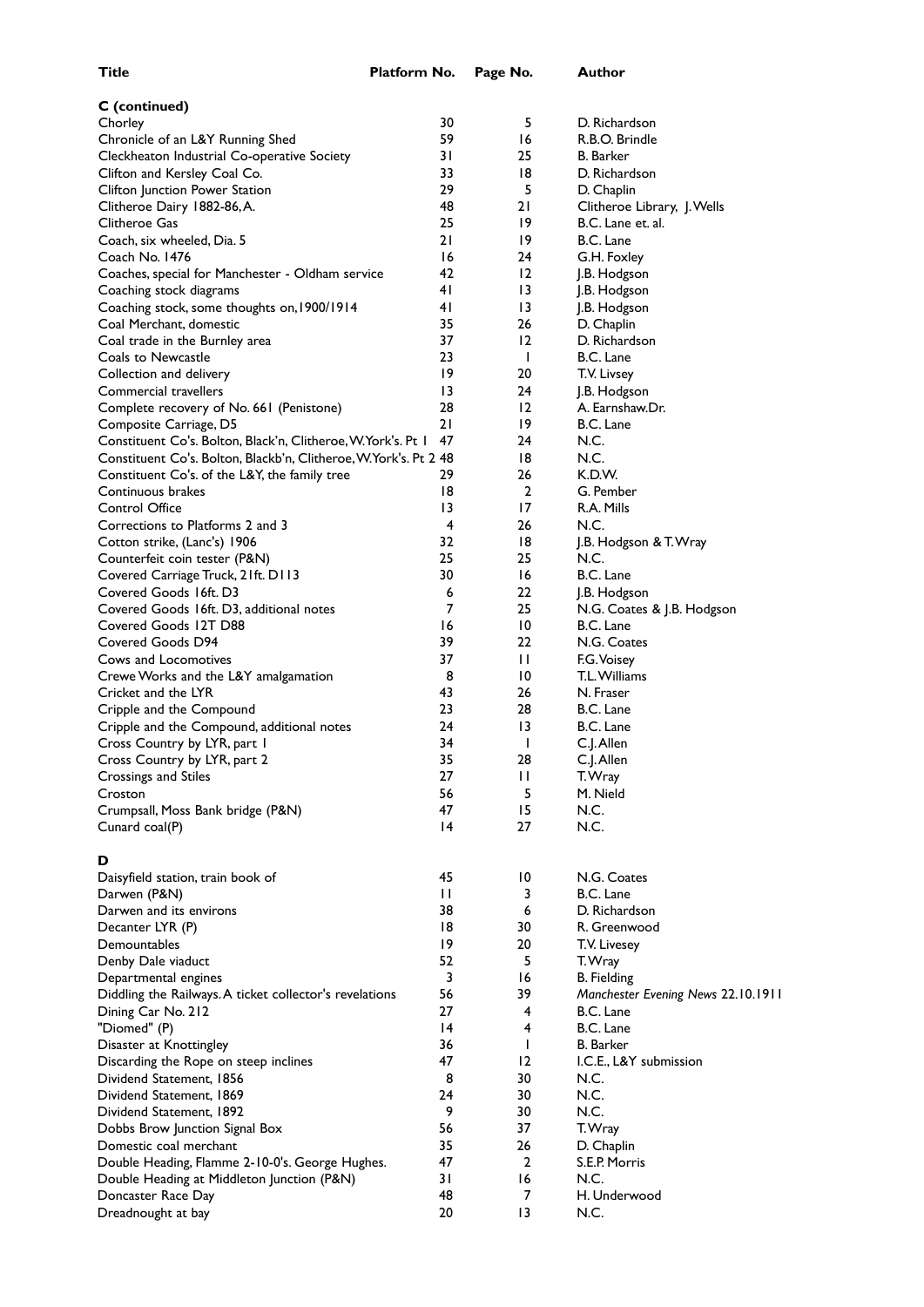| Title | Platform No. | Page No. | Author |
|---|---|---|---|
| **C (continued)** | | | |
| Chorley | 30 | 5 | D. Richardson |
| Chronicle of an L&Y Running Shed | 59 | 16 | R.B.O. Brindle |
| Cleckheaton Industrial Co-operative Society | 31 | 25 | B. Barker |
| Clifton and Kersley Coal Co. | 33 | 18 | D. Richardson |
| Clifton Junction Power Station | 29 | 5 | D. Chaplin |
| Clitheroe Dairy 1882-86, A. | 48 | 21 | Clitheroe Library, J. Wells |
| Clitheroe Gas | 25 | 19 | B.C. Lane et. al. |
| Coach, six wheeled, Dia. 5 | 21 | 19 | B.C. Lane |
| Coach No. 1476 | 16 | 24 | G.H. Foxley |
| Coaches, special for Manchester - Oldham service | 42 | 12 | J.B. Hodgson |
| Coaching stock diagrams | 41 | 13 | J.B. Hodgson |
| Coaching stock, some thoughts on, 1900/1914 | 41 | 13 | J.B. Hodgson |
| Coal Merchant, domestic | 35 | 26 | D. Chaplin |
| Coal trade in the Burnley area | 37 | 12 | D. Richardson |
| Coals to Newcastle | 23 | 1 | B.C. Lane |
| Collection and delivery | 19 | 20 | T.V. Livsey |
| Commercial travellers | 13 | 24 | J.B. Hodgson |
| Complete recovery of No. 661 (Penistone) | 28 | 12 | A. Earnshaw.Dr. |
| Composite Carriage, D5 | 21 | 19 | B.C. Lane |
| Constituent Co's. Bolton, Black'n, Clitheroe, W.York's. Pt 1 | 47 | 24 | N.C. |
| Constituent Co's. Bolton, Blackb'n, Clitheroe, W.York's. Pt 2 | 48 | 18 | N.C. |
| Constituent Co's. of the L&Y, the family tree | 29 | 26 | K.D.W. |
| Continuous brakes | 18 | 2 | G. Pember |
| Control Office | 13 | 17 | R.A. Mills |
| Corrections to Platforms 2 and 3 | 4 | 26 | N.C. |
| Cotton strike, (Lanc's) 1906 | 32 | 18 | J.B. Hodgson & T. Wray |
| Counterfeit coin tester (P&N) | 25 | 25 | N.C. |
| Covered Carriage Truck, 21ft. D113 | 30 | 16 | B.C. Lane |
| Covered Goods 16ft. D3 | 6 | 22 | J.B. Hodgson |
| Covered Goods 16ft. D3, additional notes | 7 | 25 | N.G. Coates & J.B. Hodgson |
| Covered Goods 12T D88 | 16 | 10 | B.C. Lane |
| Covered Goods D94 | 39 | 22 | N.G. Coates |
| Cows and Locomotives | 37 | 11 | F.G. Voisey |
| Crewe Works and the L&Y amalgamation | 8 | 10 | T.L. Williams |
| Cricket and the LYR | 43 | 26 | N. Fraser |
| Cripple and the Compound | 23 | 28 | B.C. Lane |
| Cripple and the Compound, additional notes | 24 | 13 | B.C. Lane |
| Cross Country by LYR, part 1 | 34 | 1 | C.J. Allen |
| Cross Country by LYR, part 2 | 35 | 28 | C.J. Allen |
| Crossings and Stiles | 27 | 11 | T. Wray |
| Croston | 56 | 5 | M. Nield |
| Crumpsall, Moss Bank bridge (P&N) | 47 | 15 | N.C. |
| Cunard coal(P) | 14 | 27 | N.C. |
| **D** | | | |
| Daisyfield station, train book of | 45 | 10 | N.G. Coates |
| Darwen (P&N) | 11 | 3 | B.C. Lane |
| Darwen and its environs | 38 | 6 | D. Richardson |
| Decanter LYR (P) | 18 | 30 | R. Greenwood |
| Demountables | 19 | 20 | T.V. Livesey |
| Denby Dale viaduct | 52 | 5 | T. Wray |
| Departmental engines | 3 | 16 | B. Fielding |
| Diddling the Railways. A ticket collector's revelations | 56 | 39 | *Manchester Evening News 22.10.1911* |
| Dining Car No. 212 | 27 | 4 | B.C. Lane |
| "Diomed" (P) | 14 | 4 | B.C. Lane |
| Disaster at Knottingley | 36 | 1 | B. Barker |
| Discarding the Rope on steep inclines | 47 | 12 | I.C.E., L&Y submission |
| Dividend Statement, 1856 | 8 | 30 | N.C. |
| Dividend Statement, 1869 | 24 | 30 | N.C. |
| Dividend Statement, 1892 | 9 | 30 | N.C. |
| Dobbs Brow Junction Signal Box | 56 | 37 | T. Wray |
| Domestic coal merchant | 35 | 26 | D. Chaplin |
| Double Heading, Flamme 2-10-0's. George Hughes. | 47 | 2 | S.E.P. Morris |
| Double Heading at Middleton Junction (P&N) | 31 | 16 | N.C. |
| Doncaster Race Day | 48 | 7 | H. Underwood |
| Dreadnought at bay | 20 | 13 | N.C. |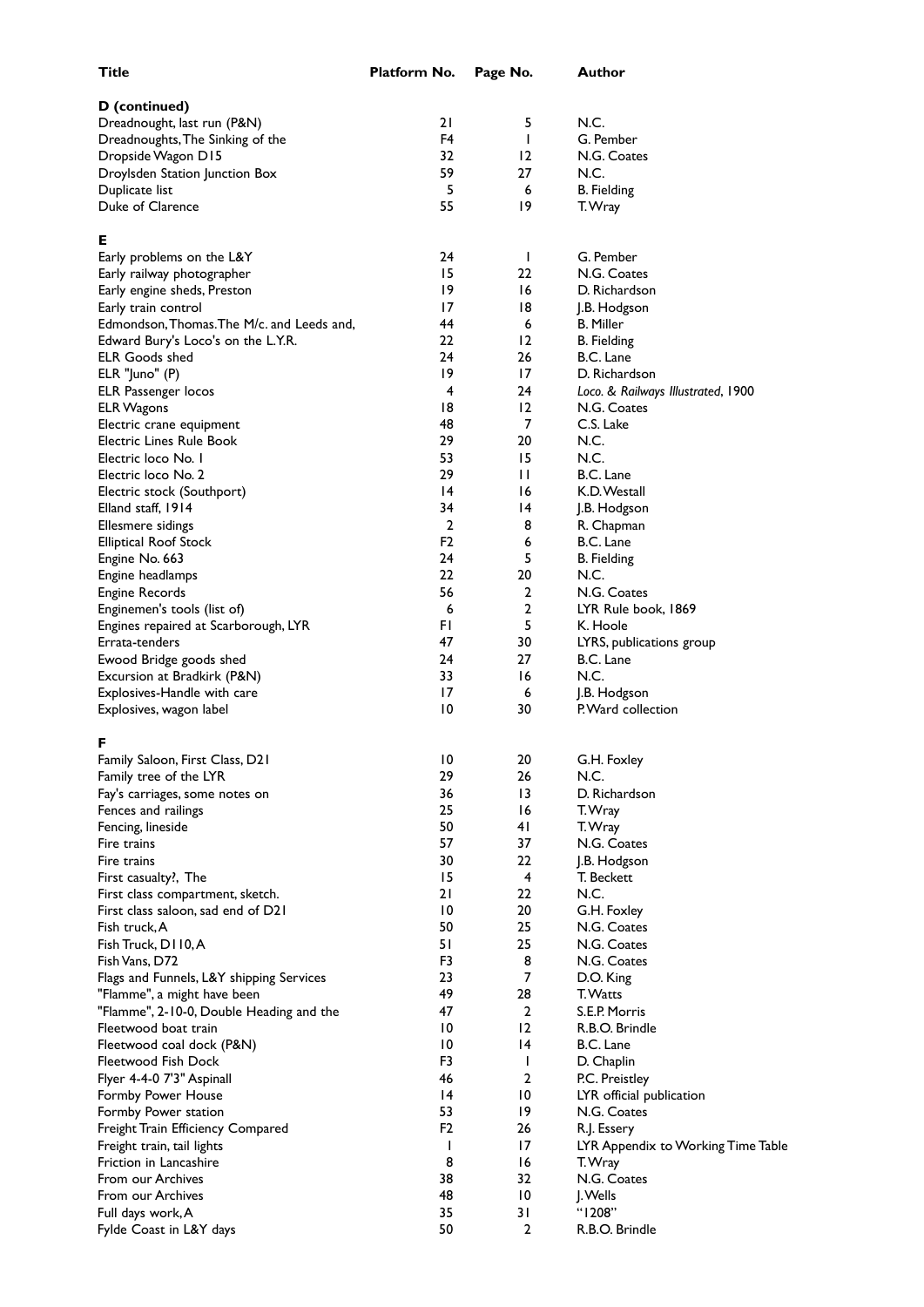| Title | Platform No. | Page No. | Author |
|---|---|---|---|
| **D (continued)** | | | |
| Dreadnought, last run (P&N) | 21 | 5 | N.C. |
| Dreadnoughts, The Sinking of the | F4 | 1 | G. Pember |
| Dropside Wagon D15 | 32 | 12 | N.G. Coates |
| Droylsden Station Junction Box | 59 | 27 | N.C. |
| Duplicate list | 5 | 6 | B. Fielding |
| Duke of Clarence | 55 | 19 | T. Wray |
| **E** | | | |
| Early problems on the L&Y | 24 | 1 | G. Pember |
| Early railway photographer | 15 | 22 | N.G. Coates |
| Early engine sheds, Preston | 19 | 16 | D. Richardson |
| Early train control | 17 | 18 | J.B. Hodgson |
| Edmondson, Thomas. The M/c. and Leeds and, | 44 | 6 | B. Miller |
| Edward Bury's Loco's on the L.Y.R. | 22 | 12 | B. Fielding |
| ELR Goods shed | 24 | 26 | B.C. Lane |
| ELR "Juno" (P) | 19 | 17 | D. Richardson |
| ELR Passenger locos | 4 | 24 | *Loco. & Railways Illustrated*, 1900 |
| ELR Wagons | 18 | 12 | N.G. Coates |
| Electric crane equipment | 48 | 7 | C.S. Lake |
| Electric Lines Rule Book | 29 | 20 | N.C. |
| Electric loco No. 1 | 53 | 15 | N.C. |
| Electric loco No. 2 | 29 | 11 | B.C. Lane |
| Electric stock (Southport) | 14 | 16 | K.D. Westall |
| Elland staff, 1914 | 34 | 14 | J.B. Hodgson |
| Ellesmere sidings | 2 | 8 | R. Chapman |
| Elliptical Roof Stock | F2 | 6 | B.C. Lane |
| Engine No. 663 | 24 | 5 | B. Fielding |
| Engine headlamps | 22 | 20 | N.C. |
| Engine Records | 56 | 2 | N.G. Coates |
| Enginemen's tools (list of) | 6 | 2 | LYR Rule book, 1869 |
| Engines repaired at Scarborough, LYR | F1 | 5 | K. Hoole |
| Errata-tenders | 47 | 30 | LYRS, publications group |
| Ewood Bridge goods shed | 24 | 27 | B.C. Lane |
| Excursion at Bradkirk (P&N) | 33 | 16 | N.C. |
| Explosives-Handle with care | 17 | 6 | J.B. Hodgson |
| Explosives, wagon label | 10 | 30 | P. Ward collection |
| **F** | | | |
| Family Saloon, First Class, D21 | 10 | 20 | G.H. Foxley |
| Family tree of the LYR | 29 | 26 | N.C. |
| Fay's carriages, some notes on | 36 | 13 | D. Richardson |
| Fences and railings | 25 | 16 | T. Wray |
| Fencing, lineside | 50 | 41 | T. Wray |
| Fire trains | 57 | 37 | N.G. Coates |
| Fire trains | 30 | 22 | J.B. Hodgson |
| First casualty?, The | 15 | 4 | T. Beckett |
| First class compartment, sketch. | 21 | 22 | N.C. |
| First class saloon, sad end of D21 | 10 | 20 | G.H. Foxley |
| Fish truck, A | 50 | 25 | N.G. Coates |
| Fish Truck, D110, A | 51 | 25 | N.G. Coates |
| Fish Vans, D72 | F3 | 8 | N.G. Coates |
| Flags and Funnels, L&Y shipping Services | 23 | 7 | D.O. King |
| "Flamme", a might have been | 49 | 28 | T. Watts |
| "Flamme", 2-10-0, Double Heading and the | 47 | 2 | S.E.P. Morris |
| Fleetwood boat train | 10 | 12 | R.B.O. Brindle |
| Fleetwood coal dock (P&N) | 10 | 14 | B.C. Lane |
| Fleetwood Fish Dock | F3 | 1 | D. Chaplin |
| Flyer 4-4-0 7'3" Aspinall | 46 | 2 | P.C. Preistley |
| Formby Power House | 14 | 10 | LYR official publication |
| Formby Power station | 53 | 19 | N.G. Coates |
| Freight Train Efficiency Compared | F2 | 26 | R.J. Essery |
| Freight train, tail lights | 1 | 17 | LYR Appendix to Working Time Table |
| Friction in Lancashire | 8 | 16 | T. Wray |
| From our Archives | 38 | 32 | N.G. Coates |
| From our Archives | 48 | 10 | J. Wells |
| Full days work, A | 35 | 31 | "1208" |
| Fylde Coast in L&Y days | 50 | 2 | R.B.O. Brindle |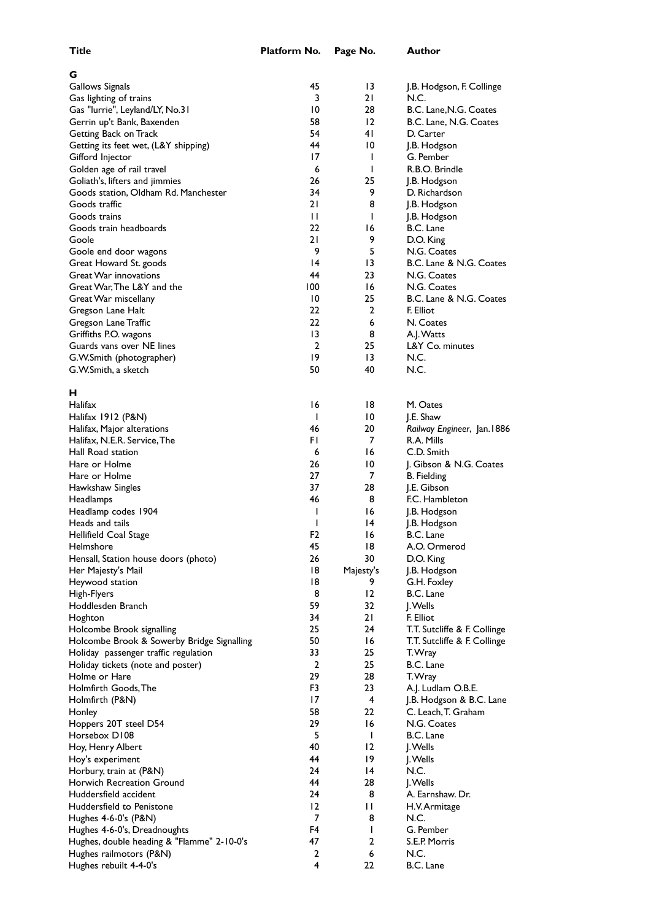| Title | Platform No. | Page No. | Author |
|---|---|---|---|
| **G** | | | |
| Gallows Signals | 45 | 13 | J.B. Hodgson, F. Collinge |
| Gas lighting of trains | 3 | 21 | N.C. |
| Gas "lurrie", Leyland/LY, No.31 | 10 | 28 | B.C. Lane,N.G. Coates |
| Gerrin up't Bank, Baxenden | 58 | 12 | B.C. Lane, N.G. Coates |
| Getting Back on Track | 54 | 41 | D. Carter |
| Getting its feet wet, (L&Y shipping) | 44 | 10 | J.B. Hodgson |
| Gifford Injector | 17 | 1 | G. Pember |
| Golden age of rail travel | 6 | 1 | R.B.O. Brindle |
| Goliath's, lifters and jimmies | 26 | 25 | J.B. Hodgson |
| Goods station, Oldham Rd. Manchester | 34 | 9 | D. Richardson |
| Goods traffic | 21 | 8 | J.B. Hodgson |
| Goods trains | 11 | 1 | J.B. Hodgson |
| Goods train headboards | 22 | 16 | B.C. Lane |
| Goole | 21 | 9 | D.O. King |
| Goole end door wagons | 9 | 5 | N.G. Coates |
| Great Howard St. goods | 14 | 13 | B.C. Lane & N.G. Coates |
| Great War innovations | 44 | 23 | N.G. Coates |
| Great War, The L&Y and the | 100 | 16 | N.G. Coates |
| Great War miscellany | 10 | 25 | B.C. Lane & N.G. Coates |
| Gregson Lane Halt | 22 | 2 | F. Elliot |
| Gregson Lane Traffic | 22 | 6 | N. Coates |
| Griffiths P.O. wagons | 13 | 8 | A.J. Watts |
| Guards vans over NE lines | 2 | 25 | L&Y Co. minutes |
| G.W.Smith (photographer) | 19 | 13 | N.C. |
| G.W.Smith, a sketch | 50 | 40 | N.C. |
| **H** | | | |
| Halifax | 16 | 18 | M. Oates |
| Halifax 1912 (P&N) | 1 | 10 | J.E. Shaw |
| Halifax, Major alterations | 46 | 20 | *Railway Engineer*, Jan.1886 |
| Halifax, N.E.R. Service, The | F1 | 7 | R.A. Mills |
| Hall Road station | 6 | 16 | C.D. Smith |
| Hare or Holme | 26 | 10 | J. Gibson & N.G. Coates |
| Hare or Holme | 27 | 7 | B. Fielding |
| Hawkshaw Singles | 37 | 28 | J.E. Gibson |
| Headlamps | 46 | 8 | F.C. Hambleton |
| Headlamp codes 1904 | 1 | 16 | J.B. Hodgson |
| Heads and tails | 1 | 14 | J.B. Hodgson |
| Hellifield Coal Stage | F2 | 16 | B.C. Lane |
| Helmshore | 45 | 18 | A.O. Ormerod |
| Hensall, Station house doors (photo) | 26 | 30 | D.O. King |
| Her Majesty's Mail | 18 | Majesty's | J.B. Hodgson |
| Heywood station | 18 | 9 | G.H. Foxley |
| High-Flyers | 8 | 12 | B.C. Lane |
| Hoddlesden Branch | 59 | 32 | J. Wells |
| Hoghton | 34 | 21 | F. Elliot |
| Holcombe Brook signalling | 25 | 24 | T.T. Sutcliffe & F. Collinge |
| Holcombe Brook & Sowerby Bridge Signalling | 50 | 16 | T.T. Sutcliffe & F. Collinge |
| Holiday passenger traffic regulation | 33 | 25 | T. Wray |
| Holiday tickets (note and poster) | 2 | 25 | B.C. Lane |
| Holme or Hare | 29 | 28 | T. Wray |
| Holmfirth Goods, The | F3 | 23 | A.J. Ludlam O.B.E. |
| Holmfirth (P&N) | 17 | 4 | J.B. Hodgson & B.C. Lane |
| Honley | 58 | 22 | C. Leach, T. Graham |
| Hoppers 20T steel D54 | 29 | 16 | N.G. Coates |
| Horsebox D108 | 5 | 1 | B.C. Lane |
| Hoy, Henry Albert | 40 | 12 | J. Wells |
| Hoy's experiment | 44 | 19 | J. Wells |
| Horbury, train at (P&N) | 24 | 14 | N.C. |
| Horwich Recreation Ground | 44 | 28 | J. Wells |
| Huddersfield accident | 24 | 8 | A. Earnshaw. Dr. |
| Huddersfield to Penistone | 12 | 11 | H.V. Armitage |
| Hughes 4-6-0's (P&N) | 7 | 8 | N.C. |
| Hughes 4-6-0's, Dreadnoughts | F4 | 1 | G. Pember |
| Hughes, double heading & "Flamme" 2-10-0's | 47 | 2 | S.E.P. Morris |
| Hughes railmotors (P&N) | 2 | 6 | N.C. |
| Hughes rebuilt 4-4-0's | 4 | 22 | B.C. Lane |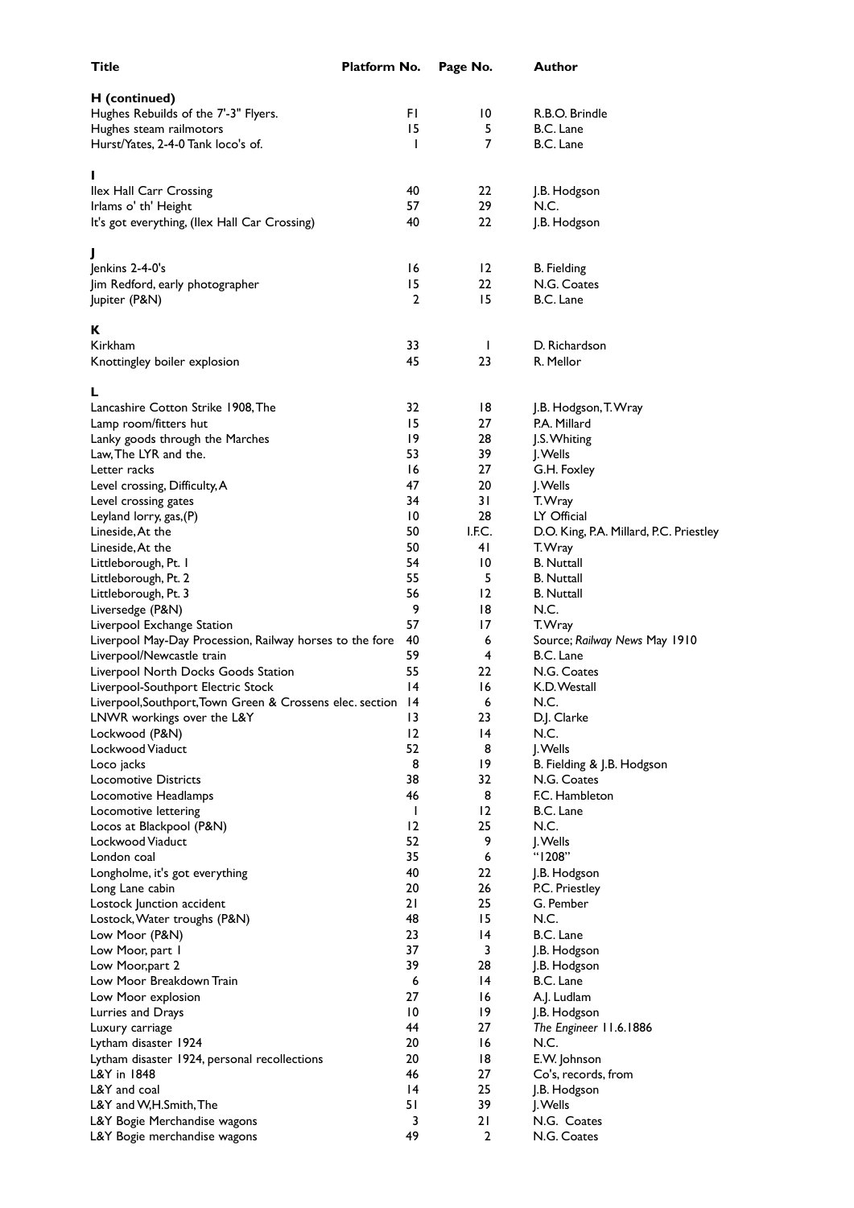| Title | Platform No. | Page No. | Author |
|---|---|---|---|
| **H (continued)** | | | |
| Hughes Rebuilds of the 7'-3" Flyers. | F1 | 10 | R.B.O. Brindle |
| Hughes steam railmotors | 15 | 5 | B.C. Lane |
| Hurst/Yates, 2-4-0 Tank loco's of. | 1 | 7 | B.C. Lane |
| **I** | | | |
| Ilex Hall Carr Crossing | 40 | 22 | J.B. Hodgson |
| Irlams o' th' Height | 57 | 29 | N.C. |
| It's got everything, (Ilex Hall Car Crossing) | 40 | 22 | J.B. Hodgson |
| **J** | | | |
| Jenkins 2-4-0's | 16 | 12 | B. Fielding |
| Jim Redford, early photographer | 15 | 22 | N.G. Coates |
| Jupiter (P&N) | 2 | 15 | B.C. Lane |
| **K** | | | |
| Kirkham | 33 | 1 | D. Richardson |
| Knottingley boiler explosion | 45 | 23 | R. Mellor |
| **L** | | | |
| Lancashire Cotton Strike 1908, The | 32 | 18 | J.B. Hodgson, T. Wray |
| Lamp room/fitters hut | 15 | 27 | P.A. Millard |
| Lanky goods through the Marches | 19 | 28 | J.S. Whiting |
| Law, The LYR and the. | 53 | 39 | J. Wells |
| Letter racks | 16 | 27 | G.H. Foxley |
| Level crossing, Difficulty, A | 47 | 20 | J. Wells |
| Level crossing gates | 34 | 31 | T. Wray |
| Leyland lorry, gas,(P) | 10 | 28 | LY Official |
| Lineside, At the | 50 | I.F.C. | D.O. King, P.A. Millard, P.C. Priestley |
| Lineside, At the | 50 | 41 | T. Wray |
| Littleborough, Pt. 1 | 54 | 10 | B. Nuttall |
| Littleborough, Pt. 2 | 55 | 5 | B. Nuttall |
| Littleborough, Pt. 3 | 56 | 12 | B. Nuttall |
| Liversedge (P&N) | 9 | 18 | N.C. |
| Liverpool Exchange Station | 57 | 17 | T. Wray |
| Liverpool May-Day Procession, Railway horses to the fore | 40 | 6 | Source; *Railway News* May 1910 |
| Liverpool/Newcastle train | 59 | 4 | B.C. Lane |
| Liverpool North Docks Goods Station | 55 | 22 | N.G. Coates |
| Liverpool-Southport Electric Stock | 14 | 16 | K.D. Westall |
| Liverpool, Southport, Town Green & Crossens elec. section | 14 | 6 | N.C. |
| LNWR workings over the L&Y | 13 | 23 | D.J. Clarke |
| Lockwood (P&N) | 12 | 14 | N.C. |
| Lockwood Viaduct | 52 | 8 | J. Wells |
| Loco jacks | 8 | 19 | B. Fielding & J.B. Hodgson |
| Locomotive Districts | 38 | 32 | N.G. Coates |
| Locomotive Headlamps | 46 | 8 | F.C. Hambleton |
| Locomotive lettering | 1 | 12 | B.C. Lane |
| Locos at Blackpool (P&N) | 12 | 25 | N.C. |
| Lockwood Viaduct | 52 | 9 | J. Wells |
| London coal | 35 | 6 | "1208" |
| Longholme, it's got everything | 40 | 22 | J.B. Hodgson |
| Long Lane cabin | 20 | 26 | P.C. Priestley |
| Lostock Junction accident | 21 | 25 | G. Pember |
| Lostock, Water troughs (P&N) | 48 | 15 | N.C. |
| Low Moor (P&N) | 23 | 14 | B.C. Lane |
| Low Moor, part 1 | 37 | 3 | J.B. Hodgson |
| Low Moor, part 2 | 39 | 28 | J.B. Hodgson |
| Low Moor Breakdown Train | 6 | 14 | B.C. Lane |
| Low Moor explosion | 27 | 16 | A.J. Ludlam |
| Lurries and Drays | 10 | 19 | J.B. Hodgson |
| Luxury carriage | 44 | 27 | *The Engineer* 11.6.1886 |
| Lytham disaster 1924 | 20 | 16 | N.C. |
| Lytham disaster 1924, personal recollections | 20 | 18 | E.W. Johnson |
| L&Y in 1848 | 46 | 27 | Co's, records, from |
| L&Y and coal | 14 | 25 | J.B. Hodgson |
| L&Y and W,H.Smith, The | 51 | 39 | J. Wells |
| L&Y Bogie Merchandise wagons | 3 | 21 | N.G. Coates |
| L&Y Bogie merchandise wagons | 49 | 2 | N.G. Coates |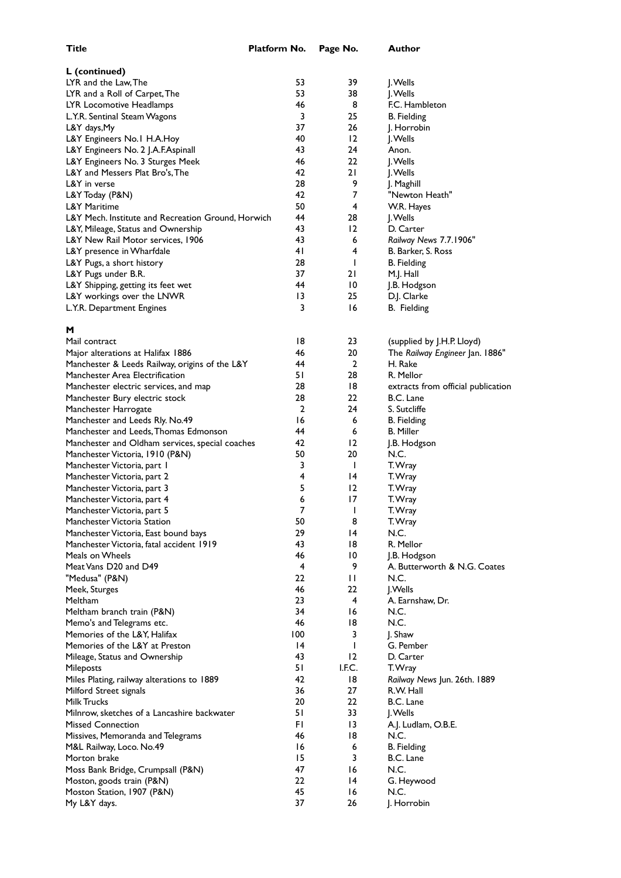| Title | Platform No. | Page No. | Author |
|---|---|---|---|
| **L (continued)** | | | |
| LYR and the Law, The | 53 | 39 | J. Wells |
| LYR and a Roll of Carpet, The | 53 | 38 | J. Wells |
| LYR Locomotive Headlamps | 46 | 8 | F.C. Hambleton |
| L.Y.R. Sentinal Steam Wagons | 3 | 25 | B. Fielding |
| L&Y days, My | 37 | 26 | J. Horrobin |
| L&Y Engineers No.1 H.A.Hoy | 40 | 12 | J. Wells |
| L&Y Engineers No. 2 J.A.F.Aspinall | 43 | 24 | Anon. |
| L&Y Engineers No. 3 Sturges Meek | 46 | 22 | J. Wells |
| L&Y and Messers Plat Bro's, The | 42 | 21 | J. Wells |
| L&Y in verse | 28 | 9 | J. Maghill |
| L&Y Today (P&N) | 42 | 7 | "Newton Heath" |
| L&Y Maritime | 50 | 4 | W.R. Hayes |
| L&Y Mech. Institute and Recreation Ground, Horwich | 44 | 28 | J. Wells |
| L&Y, Mileage, Status and Ownership | 43 | 12 | D. Carter |
| L&Y New Rail Motor services, 1906 | 43 | 6 | *Railway News* 7.7.1906" |
| L&Y presence in Wharfdale | 41 | 4 | B. Barker, S. Ross |
| L&Y Pugs, a short history | 28 | 1 | B. Fielding |
| L&Y Pugs under B.R. | 37 | 21 | M.J. Hall |
| L&Y Shipping, getting its feet wet | 44 | 10 | J.B. Hodgson |
| L&Y workings over the LNWR | 13 | 25 | D.J. Clarke |
| L.Y.R. Department Engines | 3 | 16 | B. Fielding |
| **M** | | | |
| Mail contract | 18 | 23 | (supplied by J.H.P. Lloyd) |
| Major alterations at Halifax 1886 | 46 | 20 | The *Railway Engineer* Jan. 1886" |
| Manchester & Leeds Railway, origins of the L&Y | 44 | 2 | H. Rake |
| Manchester Area Electrification | 51 | 28 | R. Mellor |
| Manchester electric services, and map | 28 | 18 | extracts from official publication |
| Manchester Bury electric stock | 28 | 22 | B.C. Lane |
| Manchester Harrogate | 2 | 24 | S. Sutcliffe |
| Manchester and Leeds Rly. No.49 | 16 | 6 | B. Fielding |
| Manchester and Leeds, Thomas Edmonson | 44 | 6 | B. Miller |
| Manchester and Oldham services, special coaches | 42 | 12 | J.B. Hodgson |
| Manchester Victoria, 1910 (P&N) | 50 | 20 | N.C. |
| Manchester Victoria, part 1 | 3 | 1 | T. Wray |
| Manchester Victoria, part 2 | 4 | 14 | T. Wray |
| Manchester Victoria, part 3 | 5 | 12 | T. Wray |
| Manchester Victoria, part 4 | 6 | 17 | T. Wray |
| Manchester Victoria, part 5 | 7 | 1 | T. Wray |
| Manchester Victoria Station | 50 | 8 | T. Wray |
| Manchester Victoria, East bound bays | 29 | 14 | N.C. |
| Manchester Victoria, fatal accident 1919 | 43 | 18 | R. Mellor |
| Meals on Wheels | 46 | 10 | J.B. Hodgson |
| Meat Vans D20 and D49 | 4 | 9 | A. Butterworth & N.G. Coates |
| "Medusa" (P&N) | 22 | 11 | N.C. |
| Meek, Sturges | 46 | 22 | J. Wells |
| Meltham | 23 | 4 | A. Earnshaw, Dr. |
| Meltham branch train (P&N) | 34 | 16 | N.C. |
| Memo's and Telegrams etc. | 46 | 18 | N.C. |
| Memories of the L&Y, Halifax | 100 | 3 | J. Shaw |
| Memories of the L&Y at Preston | 14 | 1 | G. Pember |
| Mileage, Status and Ownership | 43 | 12 | D. Carter |
| Mileposts | 51 | I.F.C. | T. Wray |
| Miles Plating, railway alterations to 1889 | 42 | 18 | *Railway News* Jun. 26th. 1889 |
| Milford Street signals | 36 | 27 | R.W. Hall |
| Milk Trucks | 20 | 22 | B.C. Lane |
| Milnrow, sketches of a Lancashire backwater | 51 | 33 | J. Wells |
| Missed Connection | F1 | 13 | A.J. Ludlam, O.B.E. |
| Missives, Memoranda and Telegrams | 46 | 18 | N.C. |
| M&L Railway, Loco. No.49 | 16 | 6 | B. Fielding |
| Morton brake | 15 | 3 | B.C. Lane |
| Moss Bank Bridge, Crumpsall (P&N) | 47 | 16 | N.C. |
| Moston, goods train (P&N) | 22 | 14 | G. Heywood |
| Moston Station, 1907 (P&N) | 45 | 16 | N.C. |
| My L&Y days. | 37 | 26 | J. Horrobin |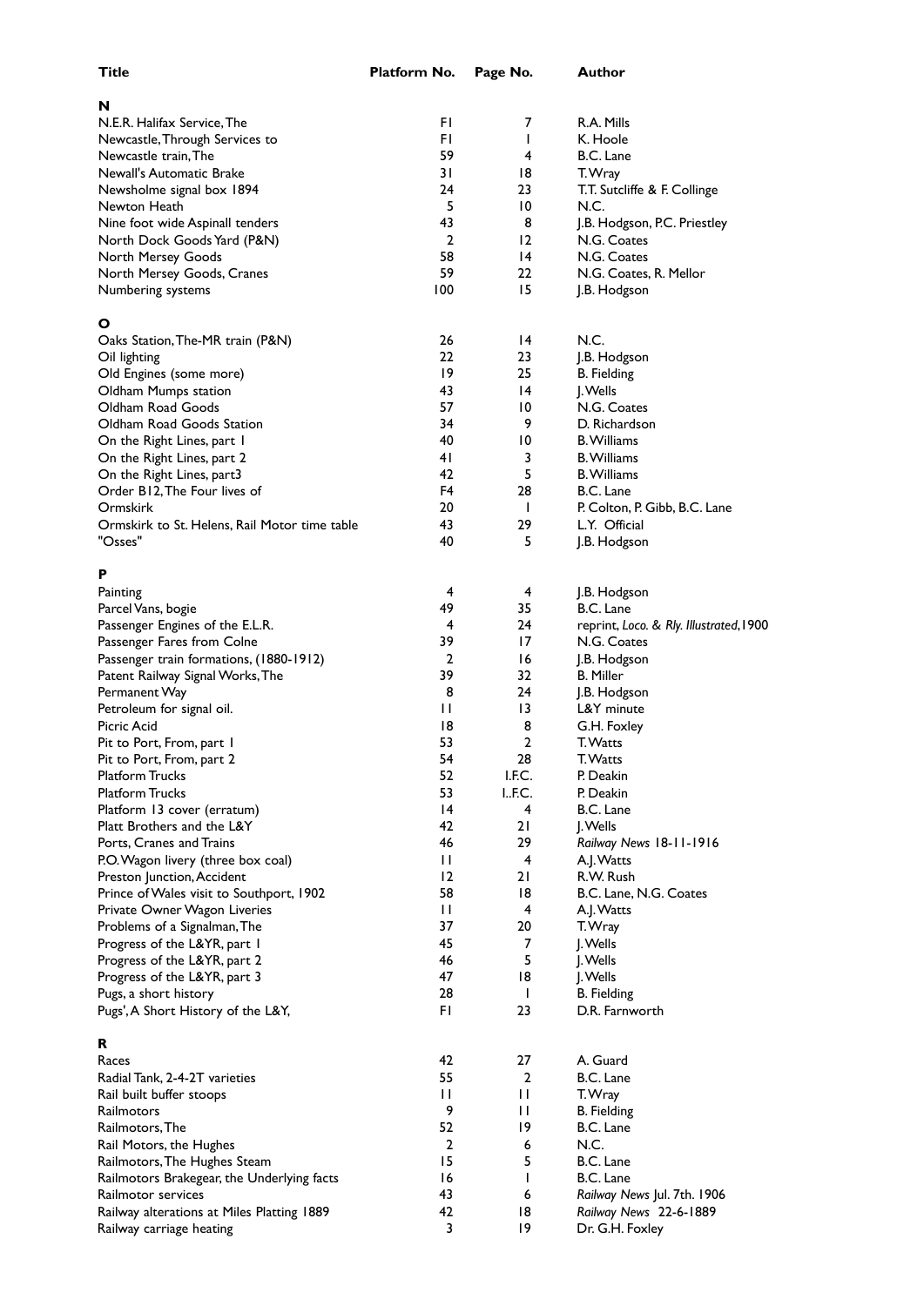| Title | Platform No. | Page No. | Author |
|---|---|---|---|
| **N** | | | |
| N.E.R. Halifax Service, The | F1 | 7 | R.A. Mills |
| Newcastle, Through Services to | F1 | 1 | K. Hoole |
| Newcastle train, The | 59 | 4 | B.C. Lane |
| Newall's Automatic Brake | 31 | 18 | T. Wray |
| Newsholme signal box 1894 | 24 | 23 | T.T. Sutcliffe & F. Collinge |
| Newton Heath | 5 | 10 | N.C. |
| Nine foot wide Aspinall tenders | 43 | 8 | J.B. Hodgson, P.C. Priestley |
| North Dock Goods Yard (P&N) | 2 | 12 | N.G. Coates |
| North Mersey Goods | 58 | 14 | N.G. Coates |
| North Mersey Goods, Cranes | 59 | 22 | N.G. Coates, R. Mellor |
| Numbering systems | 100 | 15 | J.B. Hodgson |
| **O** | | | |
| Oaks Station, The-MR train (P&N) | 26 | 14 | N.C. |
| Oil lighting | 22 | 23 | J.B. Hodgson |
| Old Engines (some more) | 19 | 25 | B. Fielding |
| Oldham Mumps station | 43 | 14 | J. Wells |
| Oldham Road Goods | 57 | 10 | N.G. Coates |
| Oldham Road Goods Station | 34 | 9 | D. Richardson |
| On the Right Lines, part 1 | 40 | 10 | B. Williams |
| On the Right Lines, part 2 | 41 | 3 | B. Williams |
| On the Right Lines, part3 | 42 | 5 | B. Williams |
| Order B12, The Four lives of | F4 | 28 | B.C. Lane |
| Ormskirk | 20 | 1 | P. Colton, P. Gibb, B.C. Lane |
| Ormskirk to St. Helens, Rail Motor time table | 43 | 29 | L.Y. Official |
| "Osses" | 40 | 5 | J.B. Hodgson |
| **P** | | | |
| Painting | 4 | 4 | J.B. Hodgson |
| Parcel Vans, bogie | 49 | 35 | B.C. Lane |
| Passenger Engines of the E.L.R. | 4 | 24 | reprint, *Loco. & Rly. Illustrated*, 1900 |
| Passenger Fares from Colne | 39 | 17 | N.G. Coates |
| Passenger train formations, (1880-1912) | 2 | 16 | J.B. Hodgson |
| Patent Railway Signal Works, The | 39 | 32 | B. Miller |
| Permanent Way | 8 | 24 | J.B. Hodgson |
| Petroleum for signal oil. | 11 | 13 | L&Y minute |
| Picric Acid | 18 | 8 | G.H. Foxley |
| Pit to Port, From, part 1 | 53 | 2 | T. Watts |
| Pit to Port, From, part 2 | 54 | 28 | T. Watts |
| Platform Trucks | 52 | I.F.C. | P. Deakin |
| Platform Trucks | 53 | I..F.C. | P. Deakin |
| Platform 13 cover (erratum) | 14 | 4 | B.C. Lane |
| Platt Brothers and the L&Y | 42 | 21 | J. Wells |
| Ports, Cranes and Trains | 46 | 29 | *Railway News* 18-11-1916 |
| P.O. Wagon livery (three box coal) | 11 | 4 | A.J. Watts |
| Preston Junction, Accident | 12 | 21 | R.W. Rush |
| Prince of Wales visit to Southport, 1902 | 58 | 18 | B.C. Lane, N.G. Coates |
| Private Owner Wagon Liveries | 11 | 4 | A.J. Watts |
| Problems of a Signalman, The | 37 | 20 | T. Wray |
| Progress of the L&YR, part 1 | 45 | 7 | J. Wells |
| Progress of the L&YR, part 2 | 46 | 5 | J. Wells |
| Progress of the L&YR, part 3 | 47 | 18 | J. Wells |
| Pugs, a short history | 28 | 1 | B. Fielding |
| Pugs', A Short History of the L&Y, | F1 | 23 | D.R. Farnworth |
| **R** | | | |
| Races | 42 | 27 | A. Guard |
| Radial Tank, 2-4-2T varieties | 55 | 2 | B.C. Lane |
| Rail built buffer stoops | 11 | 11 | T. Wray |
| Railmotors | 9 | 11 | B. Fielding |
| Railmotors, The | 52 | 19 | B.C. Lane |
| Rail Motors, the Hughes | 2 | 6 | N.C. |
| Railmotors, The Hughes Steam | 15 | 5 | B.C. Lane |
| Railmotors Brakegear, the Underlying facts | 16 | 1 | B.C. Lane |
| Railmotor services | 43 | 6 | *Railway News* Jul. 7th. 1906 |
| Railway alterations at Miles Platting 1889 | 42 | 18 | *Railway News* 22-6-1889 |
| Railway carriage heating | 3 | 19 | Dr. G.H. Foxley |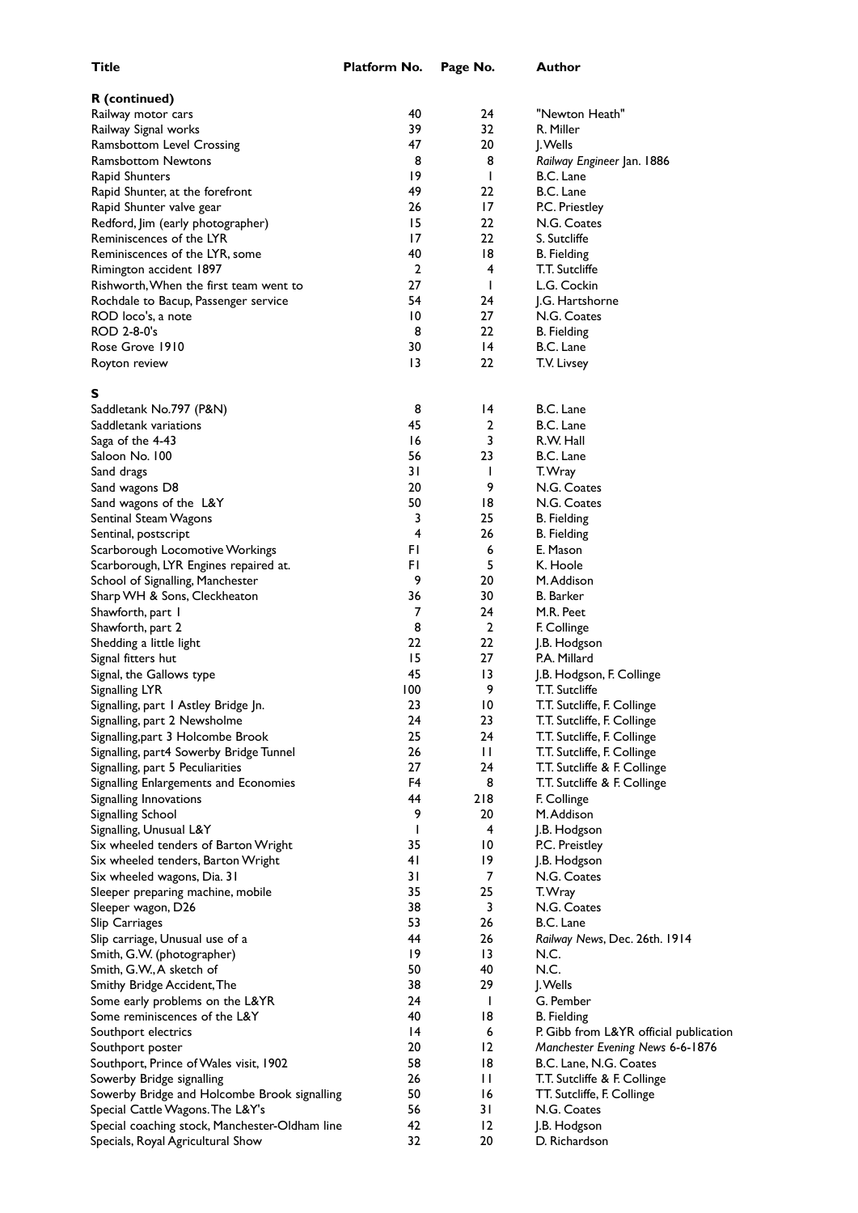| Title | Platform No. | Page No. | Author |
|---|---|---|---|
| **R (continued)** | | | |
| Railway motor cars | 40 | 24 | "Newton Heath" |
| Railway Signal works | 39 | 32 | R. Miller |
| Ramsbottom Level Crossing | 47 | 20 | J. Wells |
| Ramsbottom Newtons | 8 | 8 | *Railway Engineer* Jan. 1886 |
| Rapid Shunters | 19 | 1 | B.C. Lane |
| Rapid Shunter, at the forefront | 49 | 22 | B.C. Lane |
| Rapid Shunter valve gear | 26 | 17 | P.C. Priestley |
| Redford, Jim (early photographer) | 15 | 22 | N.G. Coates |
| Reminiscences of the LYR | 17 | 22 | S. Sutcliffe |
| Reminiscences of the LYR, some | 40 | 18 | B. Fielding |
| Rimington accident 1897 | 2 | 4 | T.T. Sutcliffe |
| Rishworth, When the first team went to | 27 | 1 | L.G. Cockin |
| Rochdale to Bacup, Passenger service | 54 | 24 | J.G. Hartshorne |
| ROD loco's, a note | 10 | 27 | N.G. Coates |
| ROD 2-8-0's | 8 | 22 | B. Fielding |
| Rose Grove 1910 | 30 | 14 | B.C. Lane |
| Royton review | 13 | 22 | T.V. Livsey |
| **S** | | | |
| Saddletank No.797 (P&N) | 8 | 14 | B.C. Lane |
| Saddletank variations | 45 | 2 | B.C. Lane |
| Saga of the 4-43 | 16 | 3 | R.W. Hall |
| Saloon No. 100 | 56 | 23 | B.C. Lane |
| Sand drags | 31 | 1 | T. Wray |
| Sand wagons D8 | 20 | 9 | N.G. Coates |
| Sand wagons of the L&Y | 50 | 18 | N.G. Coates |
| Sentinal Steam Wagons | 3 | 25 | B. Fielding |
| Sentinal, postscript | 4 | 26 | B. Fielding |
| Scarborough Locomotive Workings | F1 | 6 | E. Mason |
| Scarborough, LYR Engines repaired at. | F1 | 5 | K. Hoole |
| School of Signalling, Manchester | 9 | 20 | M. Addison |
| Sharp WH & Sons, Cleckheaton | 36 | 30 | B. Barker |
| Shawforth, part 1 | 7 | 24 | M.R. Peet |
| Shawforth, part 2 | 8 | 2 | F. Collinge |
| Shedding a little light | 22 | 22 | J.B. Hodgson |
| Signal fitters hut | 15 | 27 | P.A. Millard |
| Signal, the Gallows type | 45 | 13 | J.B. Hodgson, F. Collinge |
| Signalling LYR | 100 | 9 | T.T. Sutcliffe |
| Signalling, part 1 Astley Bridge Jn. | 23 | 10 | T.T. Sutcliffe, F. Collinge |
| Signalling, part 2 Newsholme | 24 | 23 | T.T. Sutcliffe, F. Collinge |
| Signalling, part 3 Holcombe Brook | 25 | 24 | T.T. Sutcliffe, F. Collinge |
| Signalling, part4 Sowerby Bridge Tunnel | 26 | 11 | T.T. Sutcliffe, F. Collinge |
| Signalling, part 5 Peculiarities | 27 | 24 | T.T. Sutcliffe & F. Collinge |
| Signalling Enlargements and Economies | F4 | 8 | T.T. Sutcliffe & F. Collinge |
| Signalling Innovations | 44 | 218 | F. Collinge |
| Signalling School | 9 | 20 | M. Addison |
| Signalling, Unusual L&Y | 1 | 4 | J.B. Hodgson |
| Six wheeled tenders of Barton Wright | 35 | 10 | P.C. Preistley |
| Six wheeled tenders, Barton Wright | 41 | 19 | J.B. Hodgson |
| Six wheeled wagons, Dia. 31 | 31 | 7 | N.G. Coates |
| Sleeper preparing machine, mobile | 35 | 25 | T. Wray |
| Sleeper wagon, D26 | 38 | 3 | N.G. Coates |
| Slip Carriages | 53 | 26 | B.C. Lane |
| Slip carriage, Unusual use of a | 44 | 26 | *Railway News*, Dec. 26th. 1914 |
| Smith, G.W. (photographer) | 19 | 13 | N.C. |
| Smith, G.W., A sketch of | 50 | 40 | N.C. |
| Smithy Bridge Accident, The | 38 | 29 | J. Wells |
| Some early problems on the L&YR | 24 | 1 | G. Pember |
| Some reminiscences of the L&Y | 40 | 18 | B. Fielding |
| Southport electrics | 14 | 6 | P. Gibb from L&YR official publication |
| Southport poster | 20 | 12 | *Manchester Evening News* 6-6-1876 |
| Southport, Prince of Wales visit, 1902 | 58 | 18 | B.C. Lane, N.G. Coates |
| Sowerby Bridge signalling | 26 | 11 | T.T. Sutcliffe & F. Collinge |
| Sowerby Bridge and Holcombe Brook signalling | 50 | 16 | TT. Sutcliffe, F. Collinge |
| Special Cattle Wagons. The L&Y's | 56 | 31 | N.G. Coates |
| Special coaching stock, Manchester-Oldham line | 42 | 12 | J.B. Hodgson |
| Specials, Royal Agricultural Show | 32 | 20 | D. Richardson |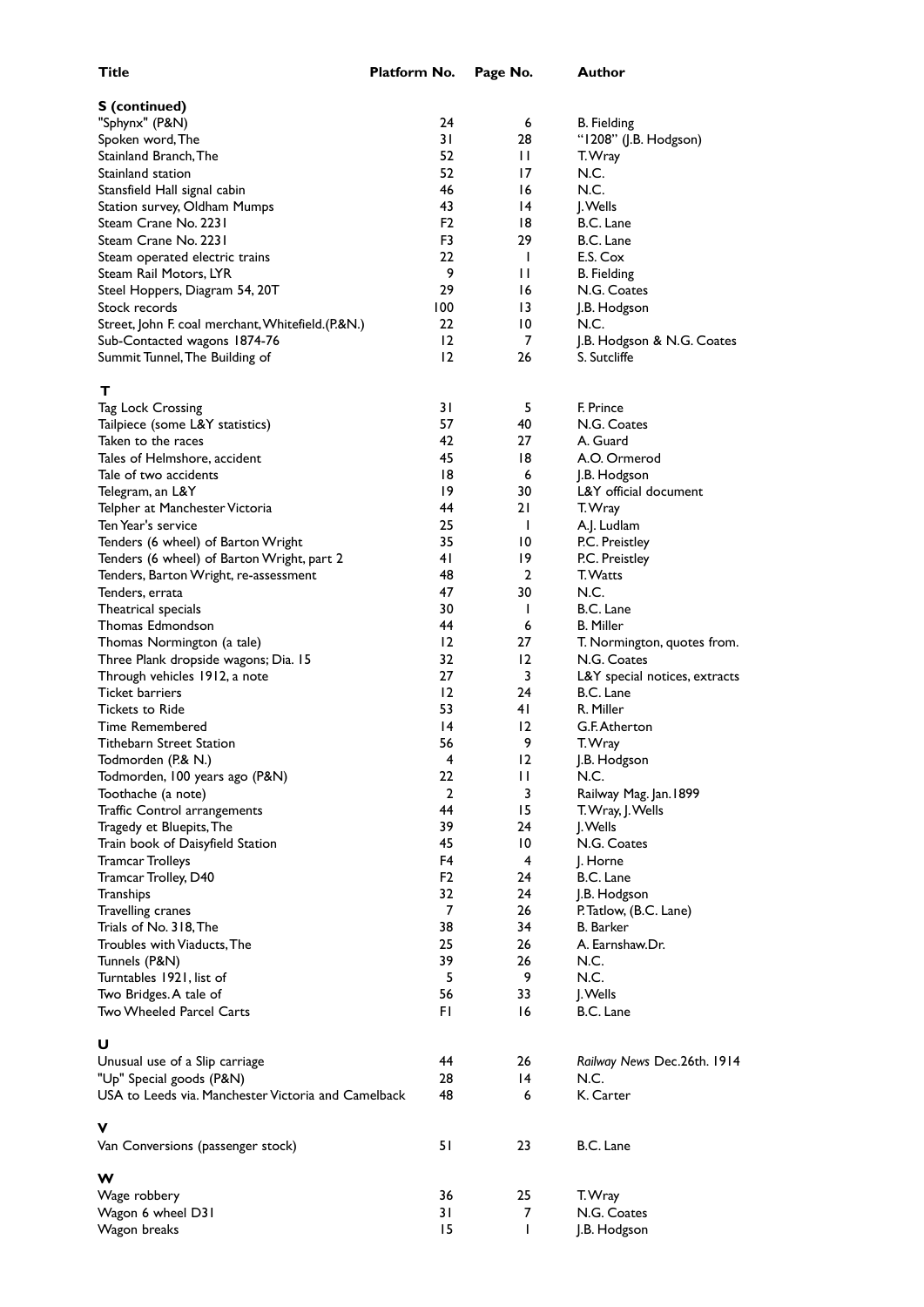| Title | Platform No. | Page No. | Author |
|---|---|---|---|
| **S (continued)** | | | |
| "Sphynx" (P&N) | 24 | 6 | B. Fielding |
| Spoken word, The | 31 | 28 | "1208" (J.B. Hodgson) |
| Stainland Branch, The | 52 | 11 | T. Wray |
| Stainland station | 52 | 17 | N.C. |
| Stansfield Hall signal cabin | 46 | 16 | N.C. |
| Station survey, Oldham Mumps | 43 | 14 | J. Wells |
| Steam Crane No. 2231 | F2 | 18 | B.C. Lane |
| Steam Crane No. 2231 | F3 | 29 | B.C. Lane |
| Steam operated electric trains | 22 | 1 | E.S. Cox |
| Steam Rail Motors, LYR | 9 | 11 | B. Fielding |
| Steel Hoppers, Diagram 54, 20T | 29 | 16 | N.G. Coates |
| Stock records | 100 | 13 | J.B. Hodgson |
| Street, John F. coal merchant, Whitefield.(P.&N.) | 22 | 10 | N.C. |
| Sub-Contacted wagons 1874-76 | 12 | 7 | J.B. Hodgson & N.G. Coates |
| Summit Tunnel, The Building of | 12 | 26 | S. Sutcliffe |
| **T** | | | |
| Tag Lock Crossing | 31 | 5 | F. Prince |
| Tailpiece (some L&Y statistics) | 57 | 40 | N.G. Coates |
| Taken to the races | 42 | 27 | A. Guard |
| Tales of Helmshore, accident | 45 | 18 | A.O. Ormerod |
| Tale of two accidents | 18 | 6 | J.B. Hodgson |
| Telegram, an L&Y | 19 | 30 | L&Y official document |
| Telpher at Manchester Victoria | 44 | 21 | T. Wray |
| Ten Year's service | 25 | 1 | A.J. Ludlam |
| Tenders (6 wheel) of Barton Wright | 35 | 10 | P.C. Preistley |
| Tenders (6 wheel) of Barton Wright, part 2 | 41 | 19 | P.C. Preistley |
| Tenders, Barton Wright, re-assessment | 48 | 2 | T. Watts |
| Tenders, errata | 47 | 30 | N.C. |
| Theatrical specials | 30 | 1 | B.C. Lane |
| Thomas Edmondson | 44 | 6 | B. Miller |
| Thomas Normington (a tale) | 12 | 27 | T. Normington, quotes from. |
| Three Plank dropside wagons; Dia. 15 | 32 | 12 | N.G. Coates |
| Through vehicles 1912, a note | 27 | 3 | L&Y special notices, extracts |
| Ticket barriers | 12 | 24 | B.C. Lane |
| Tickets to Ride | 53 | 41 | R. Miller |
| Time Remembered | 14 | 12 | G.F. Atherton |
| Tithebarn Street Station | 56 | 9 | T. Wray |
| Todmorden (P.& N.) | 4 | 12 | J.B. Hodgson |
| Todmorden, 100 years ago (P&N) | 22 | 11 | N.C. |
| Toothache (a note) | 2 | 3 | Railway Mag. Jan.1899 |
| Traffic Control arrangements | 44 | 15 | T. Wray, J. Wells |
| Tragedy et Bluepits, The | 39 | 24 | J. Wells |
| Train book of Daisyfield Station | 45 | 10 | N.G. Coates |
| Tramcar Trolleys | F4 | 4 | J. Horne |
| Tramcar Trolley, D40 | F2 | 24 | B.C. Lane |
| Tranships | 32 | 24 | J.B. Hodgson |
| Travelling cranes | 7 | 26 | P. Tatlow, (B.C. Lane) |
| Trials of No. 318, The | 38 | 34 | B. Barker |
| Troubles with Viaducts, The | 25 | 26 | A. Earnshaw.Dr. |
| Tunnels (P&N) | 39 | 26 | N.C. |
| Turntables 1921, list of | 5 | 9 | N.C. |
| Two Bridges. A tale of | 56 | 33 | J. Wells |
| Two Wheeled Parcel Carts | F1 | 16 | B.C. Lane |
| **U** | | | |
| Unusual use of a Slip carriage | 44 | 26 | *Railway News* Dec.26th. 1914 |
| "Up" Special goods (P&N) | 28 | 14 | N.C. |
| USA to Leeds via. Manchester Victoria and Camelback | 48 | 6 | K. Carter |
| **V** | | | |
| Van Conversions (passenger stock) | 51 | 23 | B.C. Lane |
| **W** | | | |
| Wage robbery | 36 | 25 | T. Wray |
| Wagon 6 wheel D31 | 31 | 7 | N.G. Coates |
| Wagon breaks | 15 | 1 | J.B. Hodgson |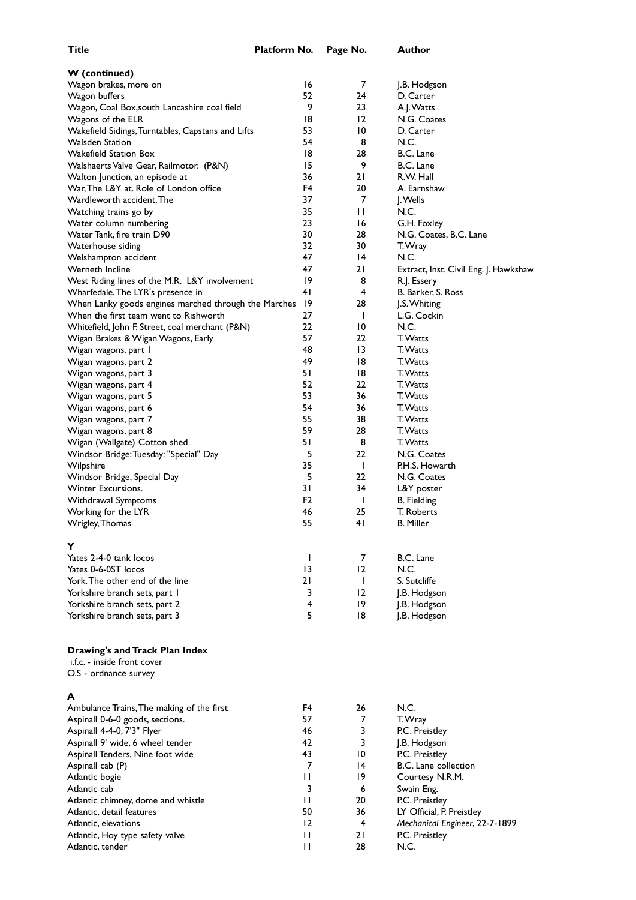| Title | Platform No. | Page No. | Author |
|---|---|---|---|
| **W (continued)** | | | |
| Wagon brakes, more on | 16 | 7 | J.B. Hodgson |
| Wagon buffers | 52 | 24 | D. Carter |
| Wagon, Coal Box,south Lancashire coal field | 9 | 23 | A.J. Watts |
| Wagons of the ELR | 18 | 12 | N.G. Coates |
| Wakefield Sidings, Turntables, Capstans and Lifts | 53 | 10 | D. Carter |
| Walsden Station | 54 | 8 | N.C. |
| Wakefield Station Box | 18 | 28 | B.C. Lane |
| Walshaerts Valve Gear, Railmotor. (P&N) | 15 | 9 | B.C. Lane |
| Walton Junction, an episode at | 36 | 21 | R.W. Hall |
| War, The L&Y at. Role of London office | F4 | 20 | A. Earnshaw |
| Wardleworth accident, The | 37 | 7 | J. Wells |
| Watching trains go by | 35 | 11 | N.C. |
| Water column numbering | 23 | 16 | G.H. Foxley |
| Water Tank, fire train D90 | 30 | 28 | N.G. Coates, B.C. Lane |
| Waterhouse siding | 32 | 30 | T. Wray |
| Welshampton accident | 47 | 14 | N.C. |
| Werneth Incline | 47 | 21 | Extract, Inst. Civil Eng. J. Hawkshaw |
| West Riding lines of the M.R. L&Y involvement | 19 | 8 | R.J. Essery |
| Wharfedale, The LYR's presence in | 41 | 4 | B. Barker, S. Ross |
| When Lanky goods engines marched through the Marches | 19 | 28 | J.S. Whiting |
| When the first team went to Rishworth | 27 | 1 | L.G. Cockin |
| Whitefield, John F. Street, coal merchant (P&N) | 22 | 10 | N.C. |
| Wigan Brakes & Wigan Wagons, Early | 57 | 22 | T. Watts |
| Wigan wagons, part 1 | 48 | 13 | T. Watts |
| Wigan wagons, part 2 | 49 | 18 | T. Watts |
| Wigan wagons, part 3 | 51 | 18 | T. Watts |
| Wigan wagons, part 4 | 52 | 22 | T. Watts |
| Wigan wagons, part 5 | 53 | 36 | T. Watts |
| Wigan wagons, part 6 | 54 | 36 | T. Watts |
| Wigan wagons, part 7 | 55 | 38 | T. Watts |
| Wigan wagons, part 8 | 59 | 28 | T. Watts |
| Wigan (Wallgate) Cotton shed | 51 | 8 | T. Watts |
| Windsor Bridge: Tuesday: "Special" Day | 5 | 22 | N.G. Coates |
| Wilpshire | 35 | 1 | P.H.S. Howarth |
| Windsor Bridge, Special Day | 5 | 22 | N.G. Coates |
| Winter Excursions. | 31 | 34 | L&Y poster |
| Withdrawal Symptoms | F2 | 1 | B. Fielding |
| Working for the LYR | 46 | 25 | T. Roberts |
| Wrigley, Thomas | 55 | 41 | B. Miller |
| **Y** | | | |
| Yates 2-4-0 tank locos | 1 | 7 | B.C. Lane |
| Yates 0-6-0ST locos | 13 | 12 | N.C. |
| York. The other end of the line | 21 | 1 | S. Sutcliffe |
| Yorkshire branch sets, part 1 | 3 | 12 | J.B. Hodgson |
| Yorkshire branch sets, part 2 | 4 | 19 | J.B. Hodgson |
| Yorkshire branch sets, part 3 | 5 | 18 | J.B. Hodgson |

## Drawing's and Track Plan Index

i.f.c. - inside front cover
O.S - ordnance survey

| Title | Platform No. | Page No. | Author |
|---|---|---|---|
| **A** | | | |
| Ambulance Trains, The making of the first | F4 | 26 | N.C. |
| Aspinall 0-6-0 goods, sections. | 57 | 7 | T. Wray |
| Aspinall 4-4-0, 7'3" Flyer | 46 | 3 | P.C. Preistley |
| Aspinall 9' wide, 6 wheel tender | 42 | 3 | J.B. Hodgson |
| Aspinall Tenders, Nine foot wide | 43 | 10 | P.C. Preistley |
| Aspinall cab (P) | 7 | 14 | B.C. Lane collection |
| Atlantic bogie | 11 | 19 | Courtesy N.R.M. |
| Atlantic cab | 3 | 6 | Swain Eng. |
| Atlantic chimney, dome and whistle | 11 | 20 | P.C. Preistley |
| Atlantic, detail features | 50 | 36 | LY Official, P. Preistley |
| Atlantic, elevations | 12 | 4 | *Mechanical Engineer*, 22-7-1899 |
| Atlantic, Hoy type safety valve | 11 | 21 | P.C. Preistley |
| Atlantic, tender | 11 | 28 | N.C. |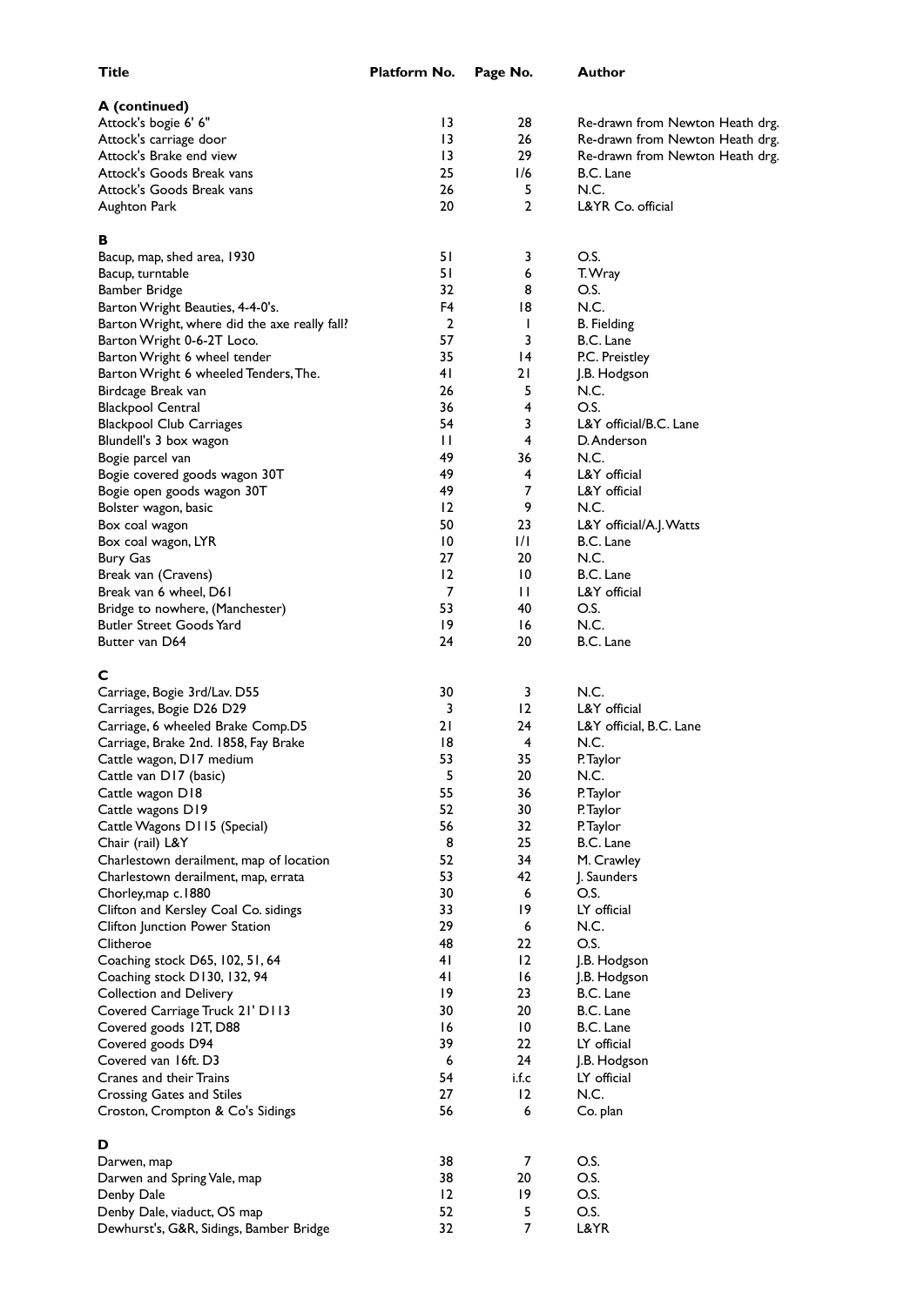| Title | Platform No. | Page No. | Author |
|---|---|---|---|
| **A (continued)** | | | |
| Attock's bogie 6' 6" | 13 | 28 | Re-drawn from Newton Heath drg. |
| Attock's carriage door | 13 | 26 | Re-drawn from Newton Heath drg. |
| Attock's Brake end view | 13 | 29 | Re-drawn from Newton Heath drg. |
| Attock's Goods Break vans | 25 | 1/6 | B.C. Lane |
| Attock's Goods Break vans | 26 | 5 | N.C. |
| Aughton Park | 20 | 2 | L&YR Co. official |
| **B** | | | |
| Bacup, map, shed area, 1930 | 51 | 3 | O.S. |
| Bacup, turntable | 51 | 6 | T. Wray |
| Bamber Bridge | 32 | 8 | O.S. |
| Barton Wright Beauties, 4-4-0's. | F4 | 18 | N.C. |
| Barton Wright, where did the axe really fall? | 2 | 1 | B. Fielding |
| Barton Wright 0-6-2T Loco. | 57 | 3 | B.C. Lane |
| Barton Wright 6 wheel tender | 35 | 14 | P.C. Preistley |
| Barton Wright 6 wheeled Tenders, The. | 41 | 21 | J.B. Hodgson |
| Birdcage Break van | 26 | 5 | N.C. |
| Blackpool Central | 36 | 4 | O.S. |
| Blackpool Club Carriages | 54 | 3 | L&Y official/B.C. Lane |
| Blundell's 3 box wagon | 11 | 4 | D. Anderson |
| Bogie parcel van | 49 | 36 | N.C. |
| Bogie covered goods wagon 30T | 49 | 4 | L&Y official |
| Bogie open goods wagon 30T | 49 | 7 | L&Y official |
| Bolster wagon, basic | 12 | 9 | N.C. |
| Box coal wagon | 50 | 23 | L&Y official/A.J. Watts |
| Box coal wagon, LYR | 10 | 1/1 | B.C. Lane |
| Bury Gas | 27 | 20 | N.C. |
| Break van (Cravens) | 12 | 10 | B.C. Lane |
| Break van 6 wheel, D61 | 7 | 11 | L&Y official |
| Bridge to nowhere, (Manchester) | 53 | 40 | O.S. |
| Butler Street Goods Yard | 19 | 16 | N.C. |
| Butter van D64 | 24 | 20 | B.C. Lane |
| **C** | | | |
| Carriage, Bogie 3rd/Lav. D55 | 30 | 3 | N.C. |
| Carriages, Bogie D26 D29 | 3 | 12 | L&Y official |
| Carriage, 6 wheeled Brake Comp.D5 | 21 | 24 | L&Y official, B.C. Lane |
| Carriage, Brake 2nd. 1858, Fay Brake | 18 | 4 | N.C. |
| Cattle wagon, D17 medium | 53 | 35 | P. Taylor |
| Cattle van D17 (basic) | 5 | 20 | N.C. |
| Cattle wagon D18 | 55 | 36 | P. Taylor |
| Cattle wagons D19 | 52 | 30 | P. Taylor |
| Cattle Wagons D115 (Special) | 56 | 32 | P. Taylor |
| Chair (rail) L&Y | 8 | 25 | B.C. Lane |
| Charlestown derailment, map of location | 52 | 34 | M. Crawley |
| Charlestown derailment, map, errata | 53 | 42 | J. Saunders |
| Chorley, map c.1880 | 30 | 6 | O.S. |
| Clifton and Kersley Coal Co. sidings | 33 | 19 | LY official |
| Clifton Junction Power Station | 29 | 6 | N.C. |
| Clitheroe | 48 | 22 | O.S. |
| Coaching stock D65, 102, 51, 64 | 41 | 12 | J.B. Hodgson |
| Coaching stock D130, 132, 94 | 41 | 16 | J.B. Hodgson |
| Collection and Delivery | 19 | 23 | B.C. Lane |
| Covered Carriage Truck 21' D113 | 30 | 20 | B.C. Lane |
| Covered goods 12T, D88 | 16 | 10 | B.C. Lane |
| Covered goods D94 | 39 | 22 | LY official |
| Covered van 16ft. D3 | 6 | 24 | J.B. Hodgson |
| Cranes and their Trains | 54 | i.f.c | LY official |
| Crossing Gates and Stiles | 27 | 12 | N.C. |
| Croston, Crompton & Co's Sidings | 56 | 6 | Co. plan |
| **D** | | | |
| Darwen, map | 38 | 7 | O.S. |
| Darwen and Spring Vale, map | 38 | 20 | O.S. |
| Denby Dale | 12 | 19 | O.S. |
| Denby Dale, viaduct, OS map | 52 | 5 | O.S. |
| Dewhurst's, G&R, Sidings, Bamber Bridge | 32 | 7 | L&YR |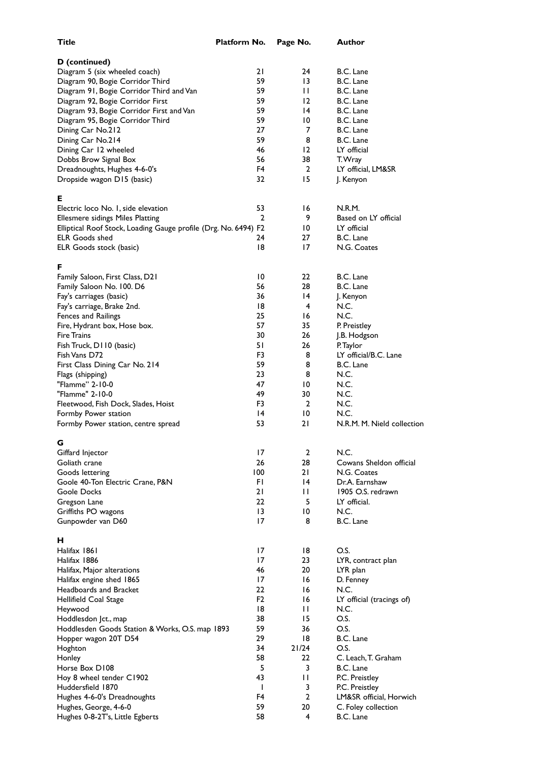| Title | Platform No. | Page No. | Author |
|---|---|---|---|
| **D (continued)** | | | |
| Diagram 5 (six wheeled coach) | 21 | 24 | B.C. Lane |
| Diagram 90, Bogie Corridor Third | 59 | 13 | B.C. Lane |
| Diagram 91, Bogie Corridor Third and Van | 59 | 11 | B.C. Lane |
| Diagram 92, Bogie Corridor First | 59 | 12 | B.C. Lane |
| Diagram 93, Bogie Corridor First and Van | 59 | 14 | B.C. Lane |
| Diagram 95, Bogie Corridor Third | 59 | 10 | B.C. Lane |
| Dining Car No.212 | 27 | 7 | B.C. Lane |
| Dining Car No.214 | 59 | 8 | B.C. Lane |
| Dining Car 12 wheeled | 46 | 12 | LY official |
| Dobbs Brow Signal Box | 56 | 38 | T. Wray |
| Dreadnoughts, Hughes 4-6-0's | F4 | 2 | LY official, LM&SR |
| Dropside wagon D15 (basic) | 32 | 15 | J. Kenyon |
| **E** | | | |
| Electric loco No. 1, side elevation | 53 | 16 | N.R.M. |
| Ellesmere sidings Miles Platting | 2 | 9 | Based on LY official |
| Elliptical Roof Stock, Loading Gauge profile (Drg. No. 6494) | F2 | 10 | LY official |
| ELR Goods shed | 24 | 27 | B.C. Lane |
| ELR Goods stock (basic) | 18 | 17 | N.G. Coates |
| **F** | | | |
| Family Saloon, First Class, D21 | 10 | 22 | B.C. Lane |
| Family Saloon No. 100. D6 | 56 | 28 | B.C. Lane |
| Fay's carriages (basic) | 36 | 14 | J. Kenyon |
| Fay's carriage, Brake 2nd. | 18 | 4 | N.C. |
| Fences and Railings | 25 | 16 | N.C. |
| Fire, Hydrant box, Hose box. | 57 | 35 | P. Preistley |
| Fire Trains | 30 | 26 | J.B. Hodgson |
| Fish Truck, D110 (basic) | 51 | 26 | P. Taylor |
| Fish Vans D72 | F3 | 8 | LY official/B.C. Lane |
| First Class Dining Car No. 214 | 59 | 8 | B.C. Lane |
| Flags (shipping) | 23 | 8 | N.C. |
| "Flamme" 2-10-0 | 47 | 10 | N.C. |
| "Flamme" 2-10-0 | 49 | 30 | N.C. |
| Fleetwood, Fish Dock, Slades, Hoist | F3 | 2 | N.C. |
| Formby Power station | 14 | 10 | N.C. |
| Formby Power station, centre spread | 53 | 21 | N.R.M. M. Nield collection |
| **G** | | | |
| Giffard Injector | 17 | 2 | N.C. |
| Goliath crane | 26 | 28 | Cowans Sheldon official |
| Goods lettering | 100 | 21 | N.G. Coates |
| Goole 40-Ton Electric Crane, P&N | F1 | 14 | Dr.A. Earnshaw |
| Goole Docks | 21 | 11 | 1905 O.S. redrawn |
| Gregson Lane | 22 | 5 | LY official. |
| Griffiths PO wagons | 13 | 10 | N.C. |
| Gunpowder van D60 | 17 | 8 | B.C. Lane |
| **H** | | | |
| Halifax 1861 | 17 | 18 | O.S. |
| Halifax 1886 | 17 | 23 | LYR, contract plan |
| Halifax, Major alterations | 46 | 20 | LYR plan |
| Halifax engine shed 1865 | 17 | 16 | D. Fenney |
| Headboards and Bracket | 22 | 16 | N.C. |
| Hellifield Coal Stage | F2 | 16 | LY official (tracings of) |
| Heywood | 18 | 11 | N.C. |
| Hoddlesdon Jct., map | 38 | 15 | O.S. |
| Hoddlesden Goods Station & Works, O.S. map 1893 | 59 | 36 | O.S. |
| Hopper wagon 20T D54 | 29 | 18 | B.C. Lane |
| Hoghton | 34 | 21/24 | O.S. |
| Honley | 58 | 22 | C. Leach, T. Graham |
| Horse Box D108 | 5 | 3 | B.C. Lane |
| Hoy 8 wheel tender C1902 | 43 | 11 | P.C. Preistley |
| Huddersfield 1870 | 1 | 3 | P.C. Preistley |
| Hughes 4-6-0's Dreadnoughts | F4 | 2 | LM&SR official, Horwich |
| Hughes, George, 4-6-0 | 59 | 20 | C. Foley collection |
| Hughes 0-8-2T's, Little Egberts | 58 | 4 | B.C. Lane |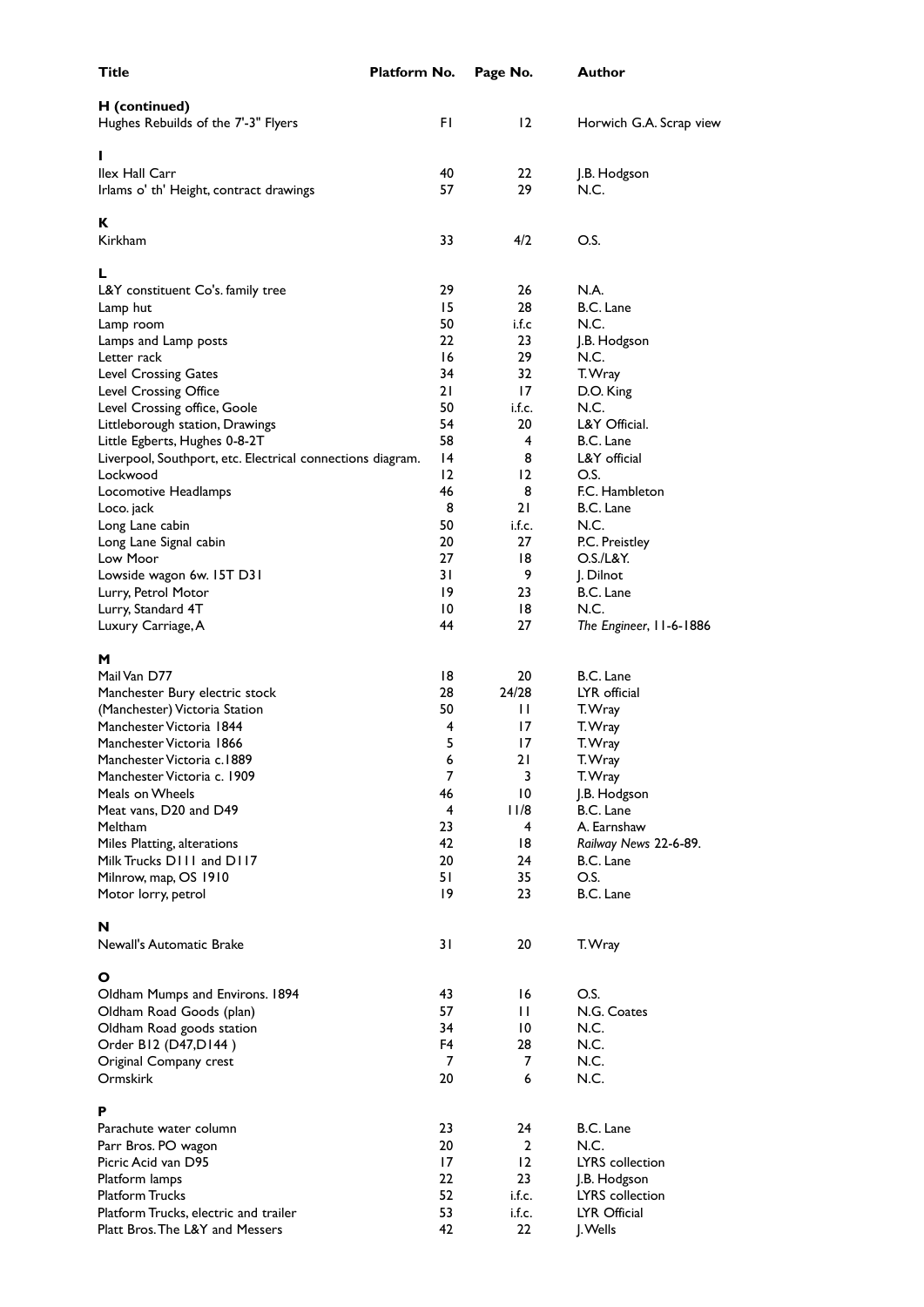| Title | Platform No. | Page No. | Author |
|---|---|---|---|
| **H (continued)** | | | |
| Hughes Rebuilds of the 7'-3" Flyers | F1 | 12 | Horwich G.A. Scrap view |
| **I** | | | |
| Ilex Hall Carr | 40 | 22 | J.B. Hodgson |
| Irlams o' th' Height, contract drawings | 57 | 29 | N.C. |
| **K** | | | |
| Kirkham | 33 | 4/2 | O.S. |
| **L** | | | |
| L&Y constituent Co's. family tree | 29 | 26 | N.A. |
| Lamp hut | 15 | 28 | B.C. Lane |
| Lamp room | 50 | i.f.c | N.C. |
| Lamps and Lamp posts | 22 | 23 | J.B. Hodgson |
| Letter rack | 16 | 29 | N.C. |
| Level Crossing Gates | 34 | 32 | T. Wray |
| Level Crossing Office | 21 | 17 | D.O. King |
| Level Crossing office, Goole | 50 | i.f.c. | N.C. |
| Littleborough station, Drawings | 54 | 20 | L&Y Official. |
| Little Egberts, Hughes 0-8-2T | 58 | 4 | B.C. Lane |
| Liverpool, Southport, etc. Electrical connections diagram. | 14 | 8 | L&Y official |
| Lockwood | 12 | 12 | O.S. |
| Locomotive Headlamps | 46 | 8 | F.C. Hambleton |
| Loco. jack | 8 | 21 | B.C. Lane |
| Long Lane cabin | 50 | i.f.c. | N.C. |
| Long Lane Signal cabin | 20 | 27 | P.C. Preistley |
| Low Moor | 27 | 18 | O.S./L&Y. |
| Lowside wagon 6w. 15T D31 | 31 | 9 | J. Dilnot |
| Lurry, Petrol Motor | 19 | 23 | B.C. Lane |
| Lurry, Standard 4T | 10 | 18 | N.C. |
| Luxury Carriage, A | 44 | 27 | *The Engineer*, 11-6-1886 |
| **M** | | | |
| Mail Van D77 | 18 | 20 | B.C. Lane |
| Manchester Bury electric stock | 28 | 24/28 | LYR official |
| (Manchester) Victoria Station | 50 | 11 | T. Wray |
| Manchester Victoria 1844 | 4 | 17 | T. Wray |
| Manchester Victoria 1866 | 5 | 17 | T. Wray |
| Manchester Victoria c.1889 | 6 | 21 | T. Wray |
| Manchester Victoria c. 1909 | 7 | 3 | T. Wray |
| Meals on Wheels | 46 | 10 | J.B. Hodgson |
| Meat vans, D20 and D49 | 4 | 11/8 | B.C. Lane |
| Meltham | 23 | 4 | A. Earnshaw |
| Miles Platting, alterations | 42 | 18 | *Railway News* 22-6-89. |
| Milk Trucks D111 and D117 | 20 | 24 | B.C. Lane |
| Milnrow, map, OS 1910 | 51 | 35 | O.S. |
| Motor lorry, petrol | 19 | 23 | B.C. Lane |
| **N** | | | |
| Newall's Automatic Brake | 31 | 20 | T. Wray |
| **O** | | | |
| Oldham Mumps and Environs. 1894 | 43 | 16 | O.S. |
| Oldham Road Goods (plan) | 57 | 11 | N.G. Coates |
| Oldham Road goods station | 34 | 10 | N.C. |
| Order B12 (D47,D144 ) | F4 | 28 | N.C. |
| Original Company crest | 7 | 7 | N.C. |
| Ormskirk | 20 | 6 | N.C. |
| **P** | | | |
| Parachute water column | 23 | 24 | B.C. Lane |
| Parr Bros. PO wagon | 20 | 2 | N.C. |
| Picric Acid van D95 | 17 | 12 | LYRS collection |
| Platform lamps | 22 | 23 | J.B. Hodgson |
| Platform Trucks | 52 | i.f.c. | LYRS collection |
| Platform Trucks, electric and trailer | 53 | i.f.c. | LYR Official |
| Platt Bros. The L&Y and Messers | 42 | 22 | J. Wells |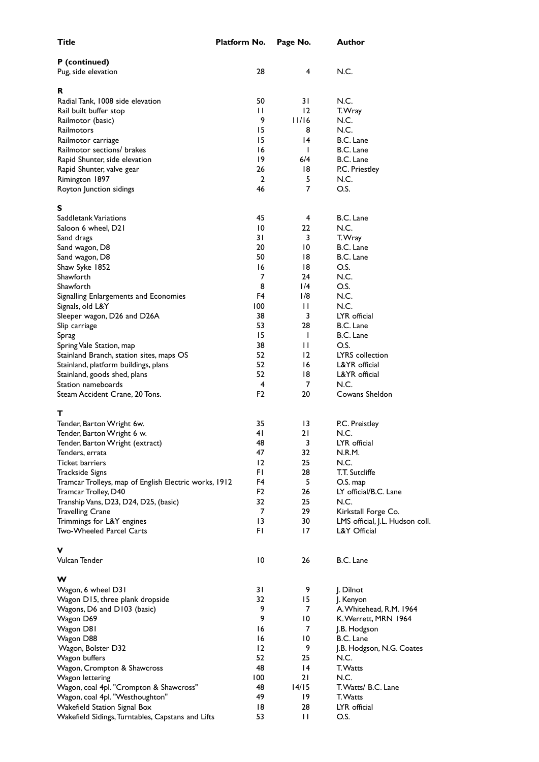| Title | Platform No. | Page No. | Author |
|---|---|---|---|
| **P (continued)** | | | |
| Pug, side elevation | 28 | 4 | N.C. |
| **R** | | | |
| Radial Tank, 1008 side elevation | 50 | 31 | N.C. |
| Rail built buffer stop | 11 | 12 | T.Wray |
| Railmotor (basic) | 9 | 11/16 | N.C. |
| Railmotors | 15 | 8 | N.C. |
| Railmotor carriage | 15 | 14 | B.C. Lane |
| Railmotor sections/ brakes | 16 | 1 | B.C. Lane |
| Rapid Shunter, side elevation | 19 | 6/4 | B.C. Lane |
| Rapid Shunter, valve gear | 26 | 18 | P.C. Priestley |
| Rimington 1897 | 2 | 5 | N.C. |
| Royton Junction sidings | 46 | 7 | O.S. |
| **S** | | | |
| Saddletank Variations | 45 | 4 | B.C. Lane |
| Saloon 6 wheel, D21 | 10 | 22 | N.C. |
| Sand drags | 31 | 3 | T.Wray |
| Sand wagon, D8 | 20 | 10 | B.C. Lane |
| Sand wagon, D8 | 50 | 18 | B.C. Lane |
| Shaw Syke 1852 | 16 | 18 | O.S. |
| Shawforth | 7 | 24 | N.C. |
| Shawforth | 8 | 1/4 | O.S. |
| Signalling Enlargements and Economies | F4 | 1/8 | N.C. |
| Signals, old L&Y | 100 | 11 | N.C. |
| Sleeper wagon, D26 and D26A | 38 | 3 | LYR official |
| Slip carriage | 53 | 28 | B.C. Lane |
| Sprag | 15 | 1 | B.C. Lane |
| Spring Vale Station, map | 38 | 11 | O.S. |
| Stainland Branch, station sites, maps OS | 52 | 12 | LYRS collection |
| Stainland, platform buildings, plans | 52 | 16 | L&YR official |
| Stainland, goods shed, plans | 52 | 18 | L&YR official |
| Station nameboards | 4 | 7 | N.C. |
| Steam Accident Crane, 20 Tons. | F2 | 20 | Cowans Sheldon |
| **T** | | | |
| Tender, Barton Wright 6w. | 35 | 13 | P.C. Priestley |
| Tender, Barton Wright 6 w. | 41 | 21 | N.C. |
| Tender, Barton Wright (extract) | 48 | 3 | LYR official |
| Tenders, errata | 47 | 32 | N.R.M. |
| Ticket barriers | 12 | 25 | N.C. |
| Trackside Signs | F1 | 28 | T.T. Sutcliffe |
| Tramcar Trolleys, map of English Electric works, 1912 | F4 | 5 | O.S. map |
| Tramcar Trolley, D40 | F2 | 26 | LY official/B.C. Lane |
| Tranship Vans, D23, D24, D25, (basic) | 32 | 25 | N.C. |
| Travelling Crane | 7 | 29 | Kirkstall Forge Co. |
| Trimmings for L&Y engines | 13 | 30 | LMS official, J.L. Hudson coll. |
| Two-Wheeled Parcel Carts | F1 | 17 | L&Y Official |
| **V** | | | |
| Vulcan Tender | 10 | 26 | B.C. Lane |
| **W** | | | |
| Wagon, 6 wheel D31 | 31 | 9 | J. Dilnot |
| Wagon D15, three plank dropside | 32 | 15 | J. Kenyon |
| Wagons, D6 and D103 (basic) | 9 | 7 | A.Whitehead, R.M. 1964 |
| Wagon D69 | 9 | 10 | K.Werrett, MRN 1964 |
| Wagon D81 | 16 | 7 | J.B. Hodgson |
| Wagon D88 | 16 | 10 | B.C. Lane |
| Wagon, Bolster D32 | 12 | 9 | J.B. Hodgson, N.G. Coates |
| Wagon buffers | 52 | 25 | N.C. |
| Wagon, Crompton & Shawcross | 48 | 14 | T.Watts |
| Wagon lettering | 100 | 21 | N.C. |
| Wagon, coal 4pl. "Crompton & Shawcross" | 48 | 14/15 | T.Watts/ B.C. Lane |
| Wagon, coal 4pl. "Westhoughton" | 49 | 19 | T.Watts |
| Wakefield Station Signal Box | 18 | 28 | LYR official |
| Wakefield Sidings, Turntables, Capstans and Lifts | 53 | 11 | O.S. |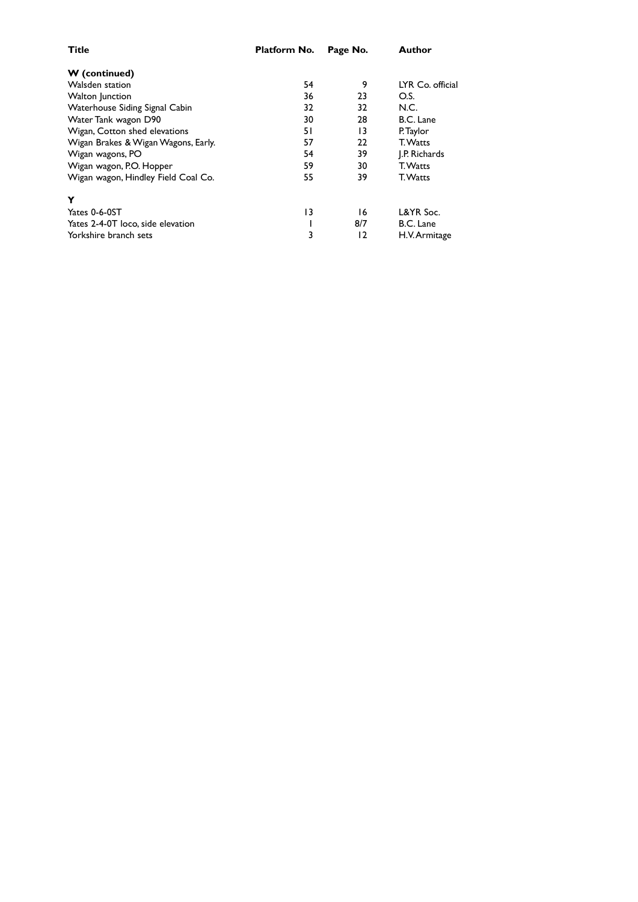| Title | Platform No. | Page No. | Author |
|---|---|---|---|
| **W (continued)** | | | |
| Walsden station | 54 | 9 | LYR Co. official |
| Walton Junction | 36 | 23 | O.S. |
| Waterhouse Siding Signal Cabin | 32 | 32 | N.C. |
| Water Tank wagon D90 | 30 | 28 | B.C. Lane |
| Wigan, Cotton shed elevations | 51 | 13 | P. Taylor |
| Wigan Brakes & Wigan Wagons, Early. | 57 | 22 | T. Watts |
| Wigan wagons, PO | 54 | 39 | J.P. Richards |
| Wigan wagon, P.O. Hopper | 59 | 30 | T. Watts |
| Wigan wagon, Hindley Field Coal Co. | 55 | 39 | T. Watts |
| **Y** | | | |
| Yates 0-6-0ST | 13 | 16 | L&YR Soc. |
| Yates 2-4-0T loco, side elevation | 1 | 8/7 | B.C. Lane |
| Yorkshire branch sets | 3 | 12 | H.V. Armitage |